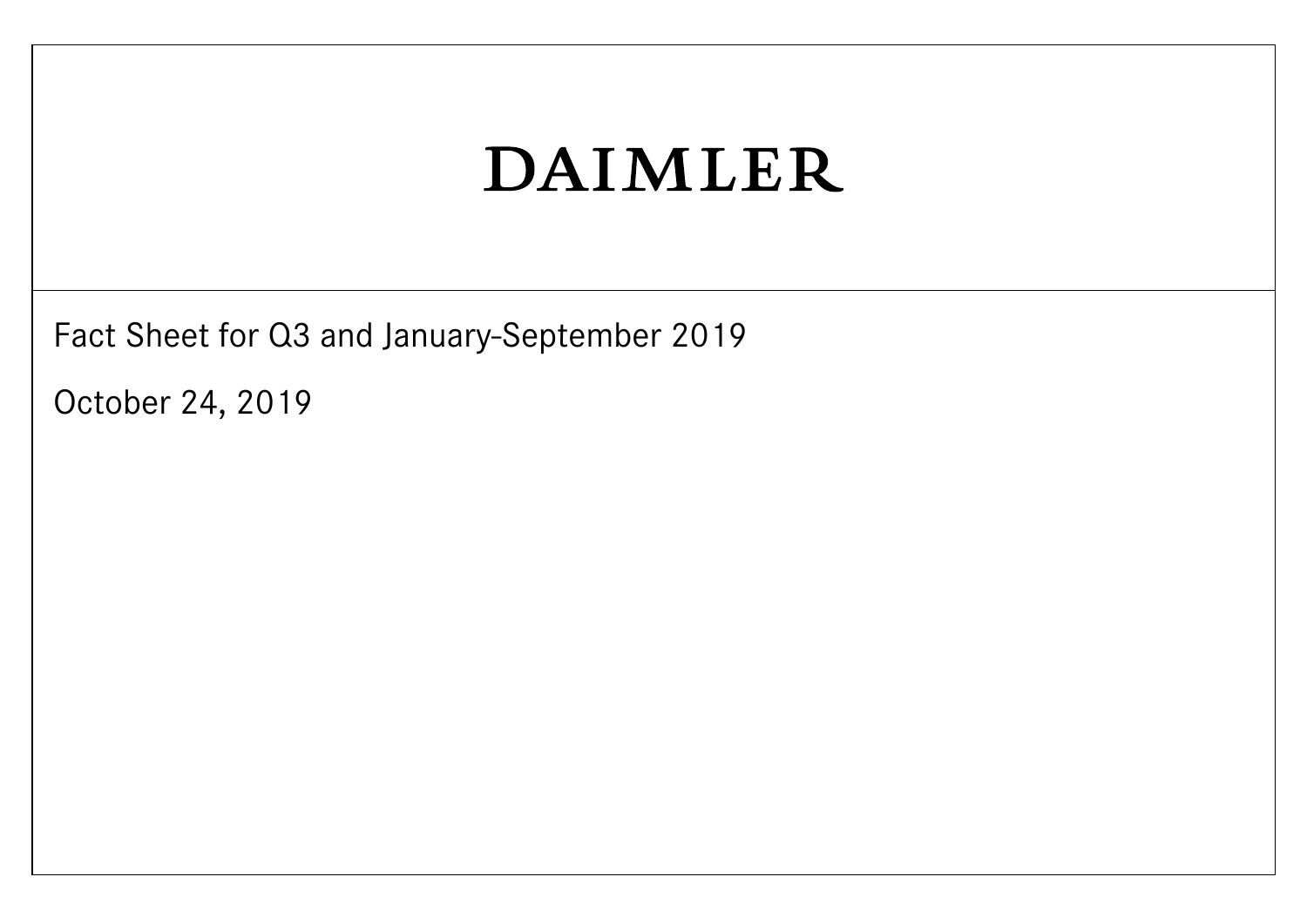# DAIMLER

Fact Sheet for Q3 and January-September 2019

October 24, 2019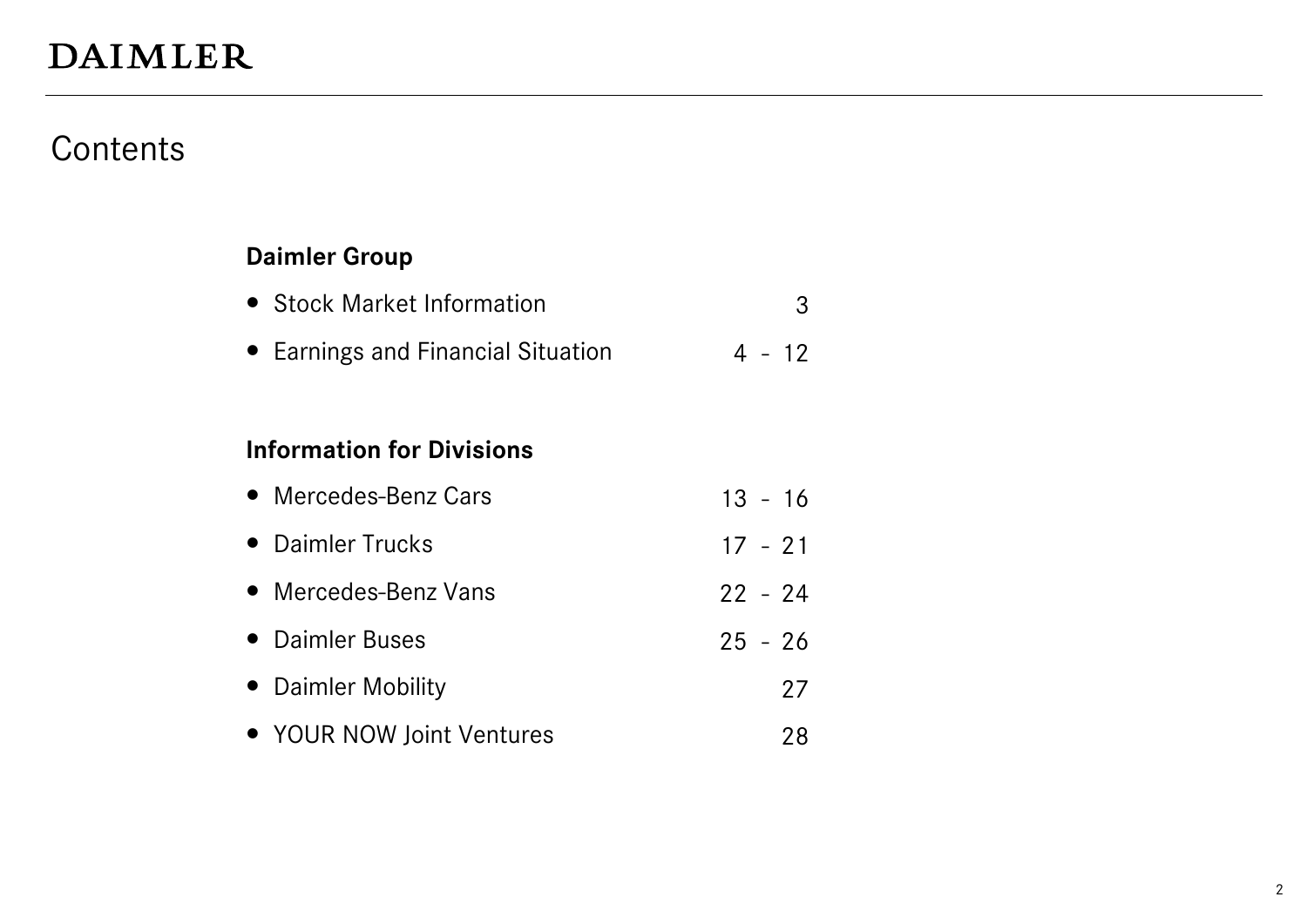DAIMLER

# Contents

**Daimler Group**

| | |
|---|---|
| • Stock Market Information | 3 |
| • Earnings and Financial Situation | 4 - 12 |

**Information for Divisions**

| | |
|---|---|
| • Mercedes-Benz Cars | 13 - 16 |
| • Daimler Trucks | 17 - 21 |
| • Mercedes-Benz Vans | 22 - 24 |
| • Daimler Buses | 25 - 26 |
| • Daimler Mobility | 27 |
| • YOUR NOW Joint Ventures | 28 |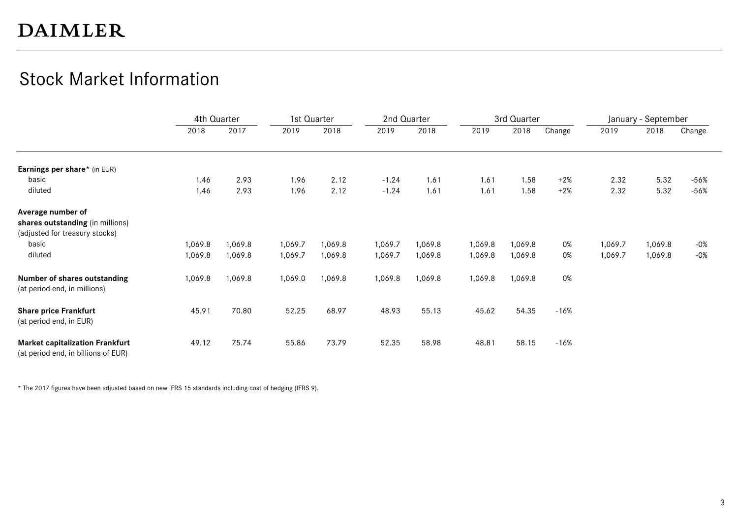# DAIMLER

## Stock Market Information

| | 4th Quarter | | 1st Quarter | | 2nd Quarter | | 3rd Quarter | | | January - September | | |
|---|---|---|---|---|---|---|---|---|---|---|---|---|
| | 2018 | 2017 | 2019 | 2018 | 2019 | 2018 | 2019 | 2018 | Change | 2019 | 2018 | Change |
| **Earnings per share*** (in EUR) | | | | | | | | | | | | |
| basic | 1.46 | 2.93 | 1.96 | 2.12 | -1.24 | 1.61 | 1.61 | 1.58 | +2% | 2.32 | 5.32 | -56% |
| diluted | 1.46 | 2.93 | 1.96 | 2.12 | -1.24 | 1.61 | 1.61 | 1.58 | +2% | 2.32 | 5.32 | -56% |
| **Average number of shares outstanding** (in millions) (adjusted for treasury stocks) | | | | | | | | | | | | |
| basic | 1,069.8 | 1,069.8 | 1,069.7 | 1,069.8 | 1,069.7 | 1,069.8 | 1,069.8 | 1,069.8 | 0% | 1,069.7 | 1,069.8 | -0% |
| diluted | 1,069.8 | 1,069.8 | 1,069.7 | 1,069.8 | 1,069.7 | 1,069.8 | 1,069.8 | 1,069.8 | 0% | 1,069.7 | 1,069.8 | -0% |
| **Number of shares outstanding** (at period end, in millions) | 1,069.8 | 1,069.8 | 1,069.0 | 1,069.8 | 1,069.8 | 1,069.8 | 1,069.8 | 1,069.8 | 0% | | | |
| **Share price Frankfurt** (at period end, in EUR) | 45.91 | 70.80 | 52.25 | 68.97 | 48.93 | 55.13 | 45.62 | 54.35 | -16% | | | |
| **Market capitalization Frankfurt** (at period end, in billions of EUR) | 49.12 | 75.74 | 55.86 | 73.79 | 52.35 | 58.98 | 48.81 | 58.15 | -16% | | | |

* The 2017 figures have been adjusted based on new IFRS 15 standards including cost of hedging (IFRS 9).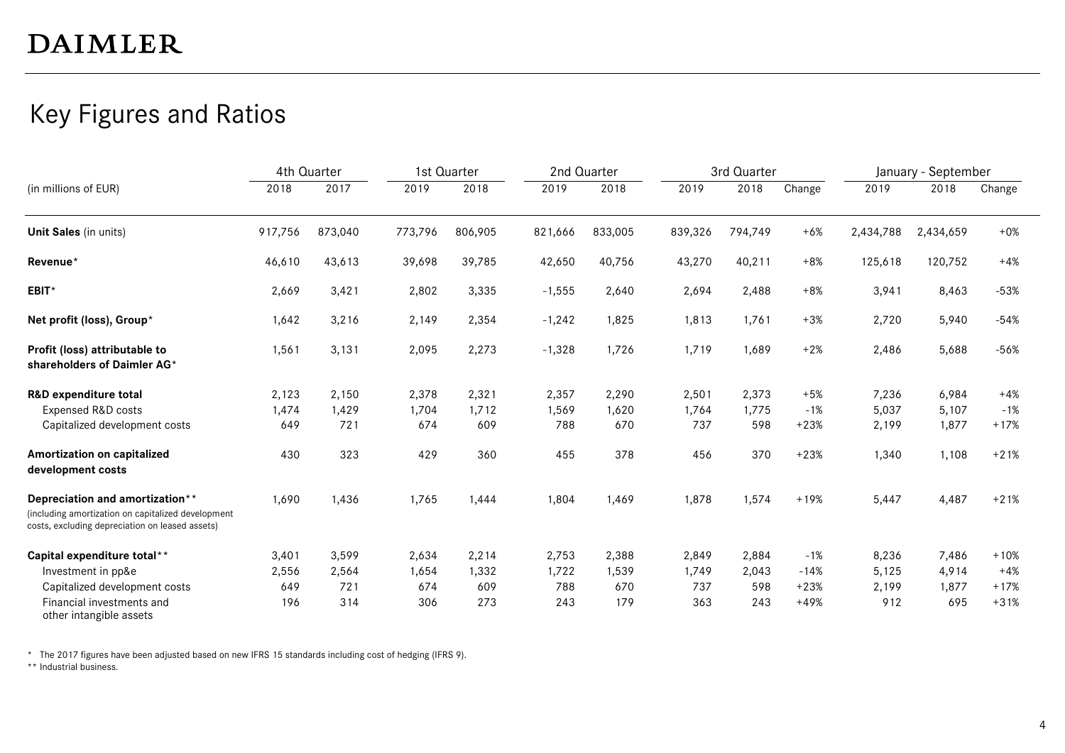# DAIMLER

## Key Figures and Ratios

| (in millions of EUR) | 4th Quarter | | 1st Quarter | | 2nd Quarter | | 3rd Quarter | | | January - September | | |
|---|---|---|---|---|---|---|---|---|---|---|---|---|
| | 2018 | 2017 | 2019 | 2018 | 2019 | 2018 | 2019 | 2018 | Change | 2019 | 2018 | Change |
| **Unit Sales** (in units) | 917,756 | 873,040 | 773,796 | 806,905 | 821,666 | 833,005 | 839,326 | 794,749 | +6% | 2,434,788 | 2,434,659 | +0% |
| **Revenue*** | 46,610 | 43,613 | 39,698 | 39,785 | 42,650 | 40,756 | 43,270 | 40,211 | +8% | 125,618 | 120,752 | +4% |
| **EBIT*** | 2,669 | 3,421 | 2,802 | 3,335 | -1,555 | 2,640 | 2,694 | 2,488 | +8% | 3,941 | 8,463 | -53% |
| **Net profit (loss), Group*** | 1,642 | 3,216 | 2,149 | 2,354 | -1,242 | 1,825 | 1,813 | 1,761 | +3% | 2,720 | 5,940 | -54% |
| **Profit (loss) attributable to shareholders of Daimler AG*** | 1,561 | 3,131 | 2,095 | 2,273 | -1,328 | 1,726 | 1,719 | 1,689 | +2% | 2,486 | 5,688 | -56% |
| **R&D expenditure total** | 2,123 | 2,150 | 2,378 | 2,321 | 2,357 | 2,290 | 2,501 | 2,373 | +5% | 7,236 | 6,984 | +4% |
| Expensed R&D costs | 1,474 | 1,429 | 1,704 | 1,712 | 1,569 | 1,620 | 1,764 | 1,775 | -1% | 5,037 | 5,107 | -1% |
| Capitalized development costs | 649 | 721 | 674 | 609 | 788 | 670 | 737 | 598 | +23% | 2,199 | 1,877 | +17% |
| **Amortization on capitalized development costs** | 430 | 323 | 429 | 360 | 455 | 378 | 456 | 370 | +23% | 1,340 | 1,108 | +21% |
| **Depreciation and amortization**** (including amortization on capitalized development costs, excluding depreciation on leased assets) | 1,690 | 1,436 | 1,765 | 1,444 | 1,804 | 1,469 | 1,878 | 1,574 | +19% | 5,447 | 4,487 | +21% |
| **Capital expenditure total**** | 3,401 | 3,599 | 2,634 | 2,214 | 2,753 | 2,388 | 2,849 | 2,884 | -1% | 8,236 | 7,486 | +10% |
| Investment in pp&e | 2,556 | 2,564 | 1,654 | 1,332 | 1,722 | 1,539 | 1,749 | 2,043 | -14% | 5,125 | 4,914 | +4% |
| Capitalized development costs | 649 | 721 | 674 | 609 | 788 | 670 | 737 | 598 | +23% | 2,199 | 1,877 | +17% |
| Financial investments and other intangible assets | 196 | 314 | 306 | 273 | 243 | 179 | 363 | 243 | +49% | 912 | 695 | +31% |

\* The 2017 figures have been adjusted based on new IFRS 15 standards including cost of hedging (IFRS 9).

** Industrial business.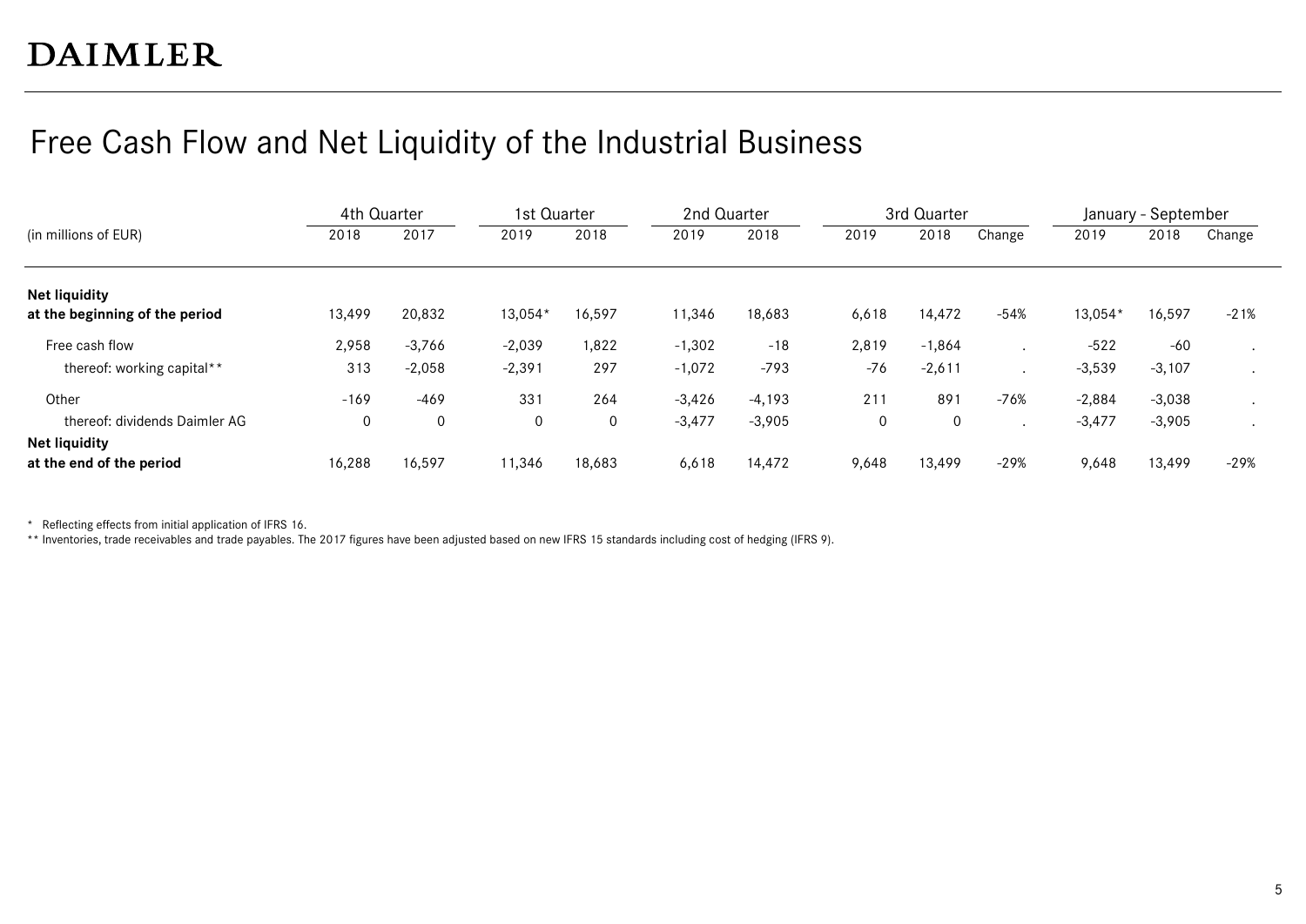# DAIMLER

## Free Cash Flow and Net Liquidity of the Industrial Business

| (in millions of EUR) | 4th Quarter | | 1st Quarter | | 2nd Quarter | | 3rd Quarter | | | January - September | | |
|---|---|---|---|---|---|---|---|---|---|---|---|---|
| | 2018 | 2017 | 2019 | 2018 | 2019 | 2018 | 2019 | 2018 | Change | 2019 | 2018 | Change |
| **Net liquidity at the beginning of the period** | 13,499 | 20,832 | 13,054* | 16,597 | 11,346 | 18,683 | 6,618 | 14,472 | -54% | 13,054* | 16,597 | -21% |
| Free cash flow | 2,958 | -3,766 | -2,039 | 1,822 | -1,302 | -18 | 2,819 | -1,864 | . | -522 | -60 | . |
| thereof: working capital** | 313 | -2,058 | -2,391 | 297 | -1,072 | -793 | -76 | -2,611 | . | -3,539 | -3,107 | . |
| Other | -169 | -469 | 331 | 264 | -3,426 | -4,193 | 211 | 891 | -76% | -2,884 | -3,038 | . |
| thereof: dividends Daimler AG | 0 | 0 | 0 | 0 | -3,477 | -3,905 | 0 | 0 | . | -3,477 | -3,905 | . |
| **Net liquidity at the end of the period** | 16,288 | 16,597 | 11,346 | 18,683 | 6,618 | 14,472 | 9,648 | 13,499 | -29% | 9,648 | 13,499 | -29% |

\* Reflecting effects from initial application of IFRS 16.

\*\* Inventories, trade receivables and trade payables. The 2017 figures have been adjusted based on new IFRS 15 standards including cost of hedging (IFRS 9).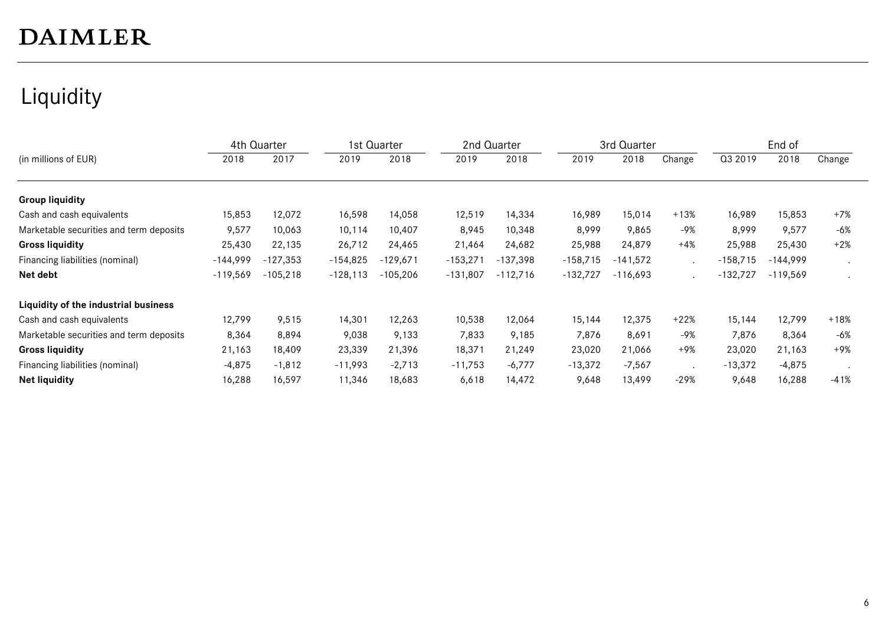# DAIMLER

## Liquidity

| (in millions of EUR) | 4th Quarter | | 1st Quarter | | 2nd Quarter | | 3rd Quarter | | | End of | | |
|---|---|---|---|---|---|---|---|---|---|---|---|---|
| | 2018 | 2017 | 2019 | 2018 | 2019 | 2018 | 2019 | 2018 | Change | Q3 2019 | 2018 | Change |
| **Group liquidity** | | | | | | | | | | | | |
| Cash and cash equivalents | 15,853 | 12,072 | 16,598 | 14,058 | 12,519 | 14,334 | 16,989 | 15,014 | +13% | 16,989 | 15,853 | +7% |
| Marketable securities and term deposits | 9,577 | 10,063 | 10,114 | 10,407 | 8,945 | 10,348 | 8,999 | 9,865 | -9% | 8,999 | 9,577 | -6% |
| **Gross liquidity** | 25,430 | 22,135 | 26,712 | 24,465 | 21,464 | 24,682 | 25,988 | 24,879 | +4% | 25,988 | 25,430 | +2% |
| Financing liabilities (nominal) | -144,999 | -127,353 | -154,825 | -129,671 | -153,271 | -137,398 | -158,715 | -141,572 | . | -158,715 | -144,999 | . |
| **Net debt** | -119,569 | -105,218 | -128,113 | -105,206 | -131,807 | -112,716 | -132,727 | -116,693 | . | -132,727 | -119,569 | . |
| **Liquidity of the industrial business** | | | | | | | | | | | | |
| Cash and cash equivalents | 12,799 | 9,515 | 14,301 | 12,263 | 10,538 | 12,064 | 15,144 | 12,375 | +22% | 15,144 | 12,799 | +18% |
| Marketable securities and term deposits | 8,364 | 8,894 | 9,038 | 9,133 | 7,833 | 9,185 | 7,876 | 8,691 | -9% | 7,876 | 8,364 | -6% |
| **Gross liquidity** | 21,163 | 18,409 | 23,339 | 21,396 | 18,371 | 21,249 | 23,020 | 21,066 | +9% | 23,020 | 21,163 | +9% |
| Financing liabilities (nominal) | -4,875 | -1,812 | -11,993 | -2,713 | -11,753 | -6,777 | -13,372 | -7,567 | . | -13,372 | -4,875 | . |
| **Net liquidity** | 16,288 | 16,597 | 11,346 | 18,683 | 6,618 | 14,472 | 9,648 | 13,499 | -29% | 9,648 | 16,288 | -41% |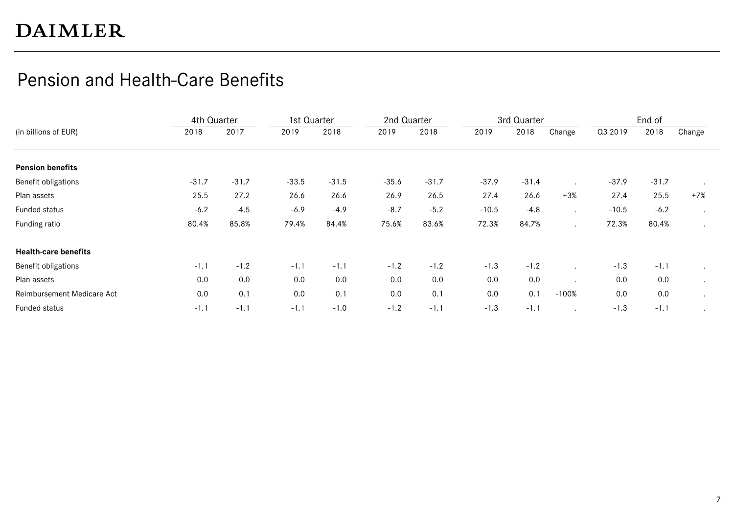DAIMLER

# Pension and Health-Care Benefits

| (in billions of EUR) | 4th Quarter | | 1st Quarter | | 2nd Quarter | | 3rd Quarter | | | End of | | |
|---|---|---|---|---|---|---|---|---|---|---|---|---|
| | 2018 | 2017 | 2019 | 2018 | 2019 | 2018 | 2019 | 2018 | Change | Q3 2019 | 2018 | Change |
| **Pension benefits** | | | | | | | | | | | | |
| Benefit obligations | -31.7 | -31.7 | -33.5 | -31.5 | -35.6 | -31.7 | -37.9 | -31.4 | . | -37.9 | -31.7 | . |
| Plan assets | 25.5 | 27.2 | 26.6 | 26.6 | 26.9 | 26.5 | 27.4 | 26.6 | +3% | 27.4 | 25.5 | +7% |
| Funded status | -6.2 | -4.5 | -6.9 | -4.9 | -8.7 | -5.2 | -10.5 | -4.8 | . | -10.5 | -6.2 | . |
| Funding ratio | 80.4% | 85.8% | 79.4% | 84.4% | 75.6% | 83.6% | 72.3% | 84.7% | . | 72.3% | 80.4% | . |
| **Health-care benefits** | | | | | | | | | | | | |
| Benefit obligations | -1.1 | -1.2 | -1.1 | -1.1 | -1.2 | -1.2 | -1.3 | -1.2 | . | -1.3 | -1.1 | . |
| Plan assets | 0.0 | 0.0 | 0.0 | 0.0 | 0.0 | 0.0 | 0.0 | 0.0 | . | 0.0 | 0.0 | . |
| Reimbursement Medicare Act | 0.0 | 0.1 | 0.0 | 0.1 | 0.0 | 0.1 | 0.0 | 0.1 | -100% | 0.0 | 0.0 | . |
| Funded status | -1.1 | -1.1 | -1.1 | -1.0 | -1.2 | -1.1 | -1.3 | -1.1 | . | -1.3 | -1.1 | . |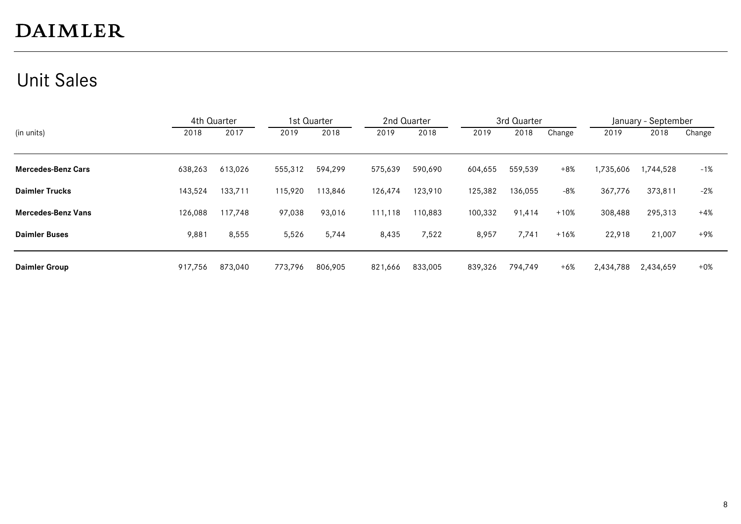# DAIMLER

## Unit Sales

| (in units) | 4th Quarter | | 1st Quarter | | 2nd Quarter | | 3rd Quarter | | | January - September | | |
|---|---|---|---|---|---|---|---|---|---|---|---|---|
| | 2018 | 2017 | 2019 | 2018 | 2019 | 2018 | 2019 | 2018 | Change | 2019 | 2018 | Change |
| **Mercedes-Benz Cars** | 638,263 | 613,026 | 555,312 | 594,299 | 575,639 | 590,690 | 604,655 | 559,539 | +8% | 1,735,606 | 1,744,528 | -1% |
| **Daimler Trucks** | 143,524 | 133,711 | 115,920 | 113,846 | 126,474 | 123,910 | 125,382 | 136,055 | -8% | 367,776 | 373,811 | -2% |
| **Mercedes-Benz Vans** | 126,088 | 117,748 | 97,038 | 93,016 | 111,118 | 110,883 | 100,332 | 91,414 | +10% | 308,488 | 295,313 | +4% |
| **Daimler Buses** | 9,881 | 8,555 | 5,526 | 5,744 | 8,435 | 7,522 | 8,957 | 7,741 | +16% | 22,918 | 21,007 | +9% |
| **Daimler Group** | 917,756 | 873,040 | 773,796 | 806,905 | 821,666 | 833,005 | 839,326 | 794,749 | +6% | 2,434,788 | 2,434,659 | +0% |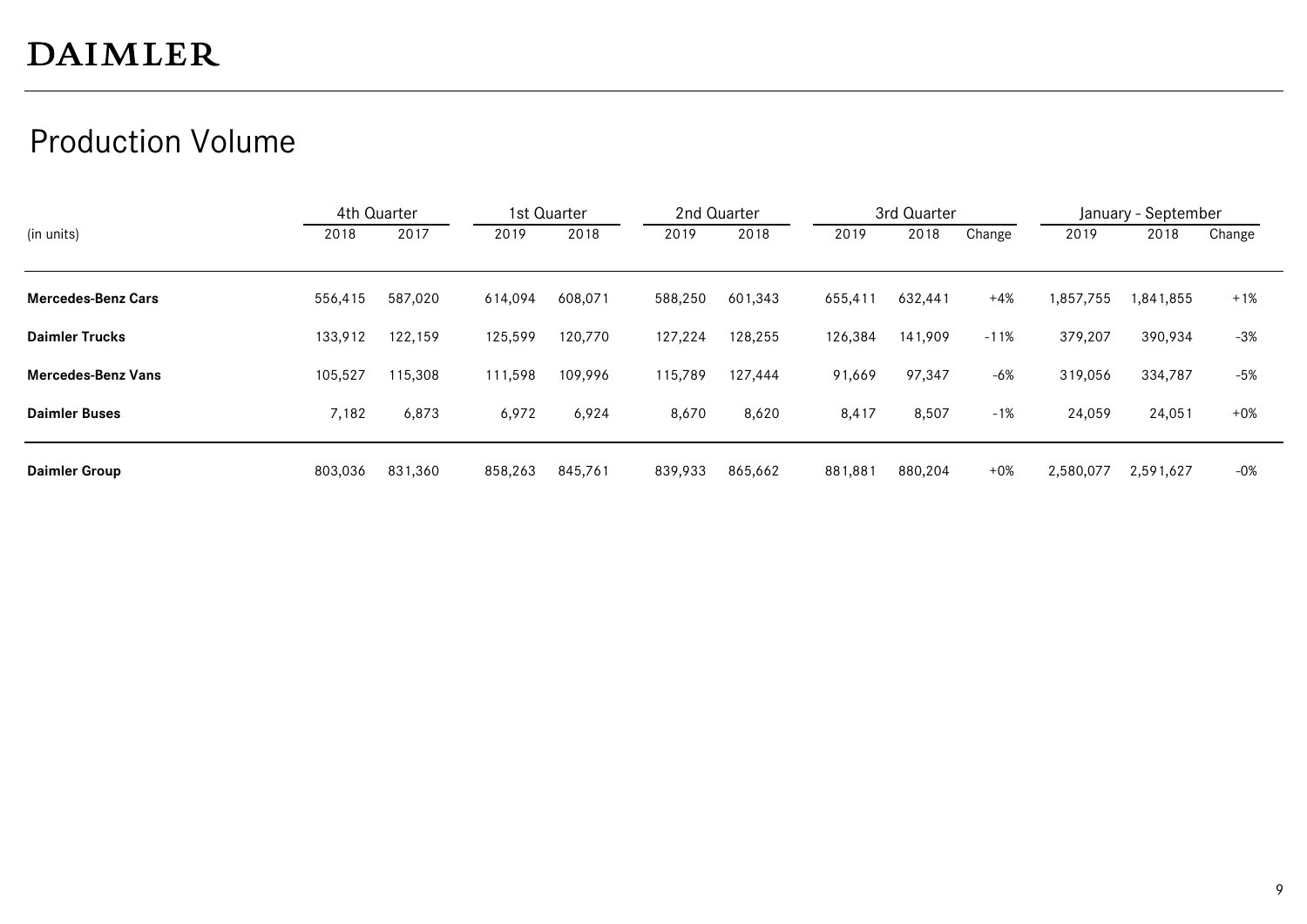## Production Volume

| (in units) | 4th Quarter | | 1st Quarter | | 2nd Quarter | | 3rd Quarter | | | January - September | | |
|---|---|---|---|---|---|---|---|---|---|---|---|---|
| | 2018 | 2017 | 2019 | 2018 | 2019 | 2018 | 2019 | 2018 | Change | 2019 | 2018 | Change |
| **Mercedes-Benz Cars** | 556,415 | 587,020 | 614,094 | 608,071 | 588,250 | 601,343 | 655,411 | 632,441 | +4% | 1,857,755 | 1,841,855 | +1% |
| **Daimler Trucks** | 133,912 | 122,159 | 125,599 | 120,770 | 127,224 | 128,255 | 126,384 | 141,909 | -11% | 379,207 | 390,934 | -3% |
| **Mercedes-Benz Vans** | 105,527 | 115,308 | 111,598 | 109,996 | 115,789 | 127,444 | 91,669 | 97,347 | -6% | 319,056 | 334,787 | -5% |
| **Daimler Buses** | 7,182 | 6,873 | 6,972 | 6,924 | 8,670 | 8,620 | 8,417 | 8,507 | -1% | 24,059 | 24,051 | +0% |
| **Daimler Group** | 803,036 | 831,360 | 858,263 | 845,761 | 839,933 | 865,662 | 881,881 | 880,204 | +0% | 2,580,077 | 2,591,627 | -0% |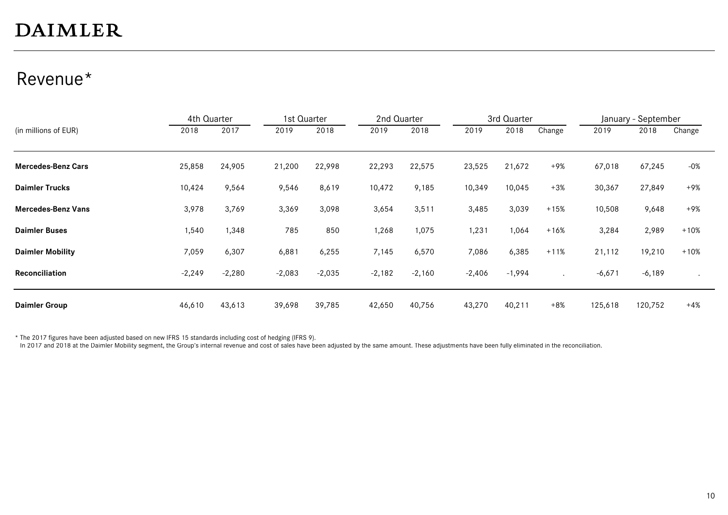# DAIMLER

## Revenue*

| (in millions of EUR) | 4th Quarter | | 1st Quarter | | 2nd Quarter | | 3rd Quarter | | | January - September | | |
|---|---|---|---|---|---|---|---|---|---|---|---|---|
| | 2018 | 2017 | 2019 | 2018 | 2019 | 2018 | 2019 | 2018 | Change | 2019 | 2018 | Change |
| **Mercedes-Benz Cars** | 25,858 | 24,905 | 21,200 | 22,998 | 22,293 | 22,575 | 23,525 | 21,672 | +9% | 67,018 | 67,245 | -0% |
| **Daimler Trucks** | 10,424 | 9,564 | 9,546 | 8,619 | 10,472 | 9,185 | 10,349 | 10,045 | +3% | 30,367 | 27,849 | +9% |
| **Mercedes-Benz Vans** | 3,978 | 3,769 | 3,369 | 3,098 | 3,654 | 3,511 | 3,485 | 3,039 | +15% | 10,508 | 9,648 | +9% |
| **Daimler Buses** | 1,540 | 1,348 | 785 | 850 | 1,268 | 1,075 | 1,231 | 1,064 | +16% | 3,284 | 2,989 | +10% |
| **Daimler Mobility** | 7,059 | 6,307 | 6,881 | 6,255 | 7,145 | 6,570 | 7,086 | 6,385 | +11% | 21,112 | 19,210 | +10% |
| **Reconciliation** | -2,249 | -2,280 | -2,083 | -2,035 | -2,182 | -2,160 | -2,406 | -1,994 | . | -6,671 | -6,189 | . |
| **Daimler Group** | 46,610 | 43,613 | 39,698 | 39,785 | 42,650 | 40,756 | 43,270 | 40,211 | +8% | 125,618 | 120,752 | +4% |

* The 2017 figures have been adjusted based on new IFRS 15 standards including cost of hedging (IFRS 9).
In 2017 and 2018 at the Daimler Mobility segment, the Group's internal revenue and cost of sales have been adjusted by the same amount. These adjustments have been fully eliminated in the reconciliation.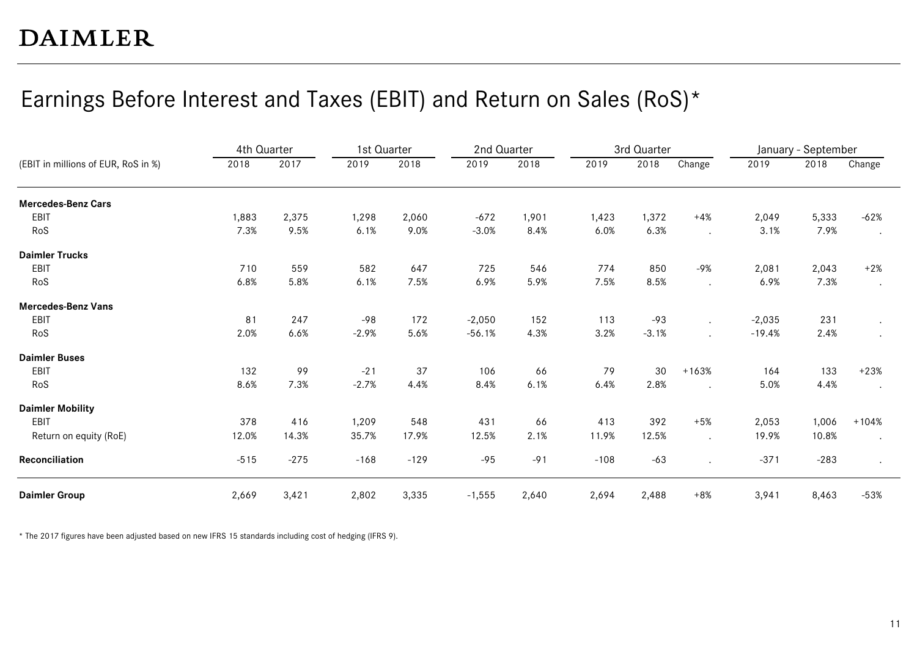# DAIMLER

## Earnings Before Interest and Taxes (EBIT) and Return on Sales (RoS)*

| (EBIT in millions of EUR, RoS in %) | 4th Quarter | | 1st Quarter | | 2nd Quarter | | 3rd Quarter | | | January - September | | |
|---|---|---|---|---|---|---|---|---|---|---|---|---|
| | 2018 | 2017 | 2019 | 2018 | 2019 | 2018 | 2019 | 2018 | Change | 2019 | 2018 | Change |
| **Mercedes-Benz Cars** | | | | | | | | | | | | |
| EBIT | 1,883 | 2,375 | 1,298 | 2,060 | -672 | 1,901 | 1,423 | 1,372 | +4% | 2,049 | 5,333 | -62% |
| RoS | 7.3% | 9.5% | 6.1% | 9.0% | -3.0% | 8.4% | 6.0% | 6.3% | . | 3.1% | 7.9% | . |
| **Daimler Trucks** | | | | | | | | | | | | |
| EBIT | 710 | 559 | 582 | 647 | 725 | 546 | 774 | 850 | -9% | 2,081 | 2,043 | +2% |
| RoS | 6.8% | 5.8% | 6.1% | 7.5% | 6.9% | 5.9% | 7.5% | 8.5% | . | 6.9% | 7.3% | . |
| **Mercedes-Benz Vans** | | | | | | | | | | | | |
| EBIT | 81 | 247 | -98 | 172 | -2,050 | 152 | 113 | -93 | . | -2,035 | 231 | . |
| RoS | 2.0% | 6.6% | -2.9% | 5.6% | -56.1% | 4.3% | 3.2% | -3.1% | . | -19.4% | 2.4% | . |
| **Daimler Buses** | | | | | | | | | | | | |
| EBIT | 132 | 99 | -21 | 37 | 106 | 66 | 79 | 30 | +163% | 164 | 133 | +23% |
| RoS | 8.6% | 7.3% | -2.7% | 4.4% | 8.4% | 6.1% | 6.4% | 2.8% | . | 5.0% | 4.4% | . |
| **Daimler Mobility** | | | | | | | | | | | | |
| EBIT | 378 | 416 | 1,209 | 548 | 431 | 66 | 413 | 392 | +5% | 2,053 | 1,006 | +104% |
| Return on equity (RoE) | 12.0% | 14.3% | 35.7% | 17.9% | 12.5% | 2.1% | 11.9% | 12.5% | . | 19.9% | 10.8% | . |
| **Reconciliation** | -515 | -275 | -168 | -129 | -95 | -91 | -108 | -63 | . | -371 | -283 | . |
| **Daimler Group** | 2,669 | 3,421 | 2,802 | 3,335 | -1,555 | 2,640 | 2,694 | 2,488 | +8% | 3,941 | 8,463 | -53% |

* The 2017 figures have been adjusted based on new IFRS 15 standards including cost of hedging (IFRS 9).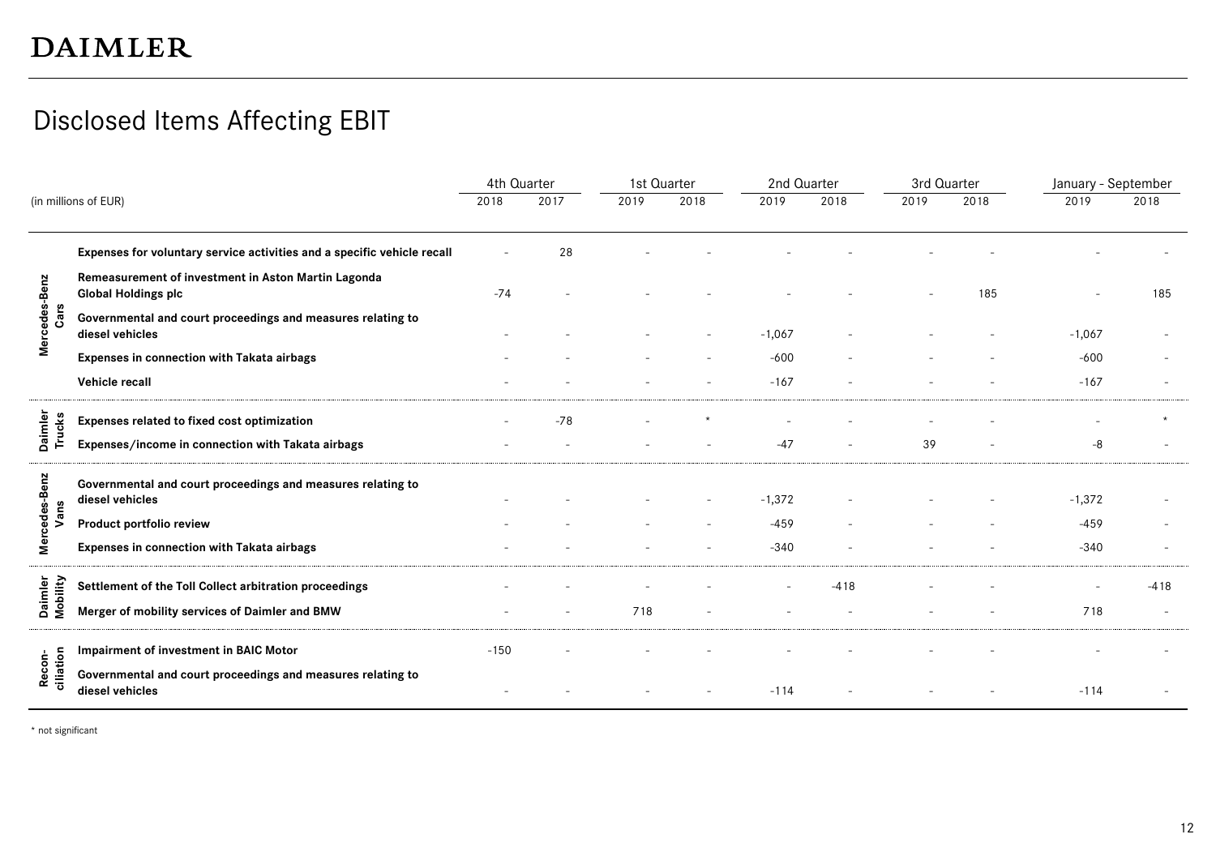# Disclosed Items Affecting EBIT

| (in millions of EUR) | | 4th Quarter 2018 | 4th Quarter 2017 | 1st Quarter 2019 | 1st Quarter 2018 | 2nd Quarter 2019 | 2nd Quarter 2018 | 3rd Quarter 2019 | 3rd Quarter 2018 | January - September 2019 | January - September 2018 |
|---|---|---|---|---|---|---|---|---|---|---|---|
| Mercedes-Benz Cars | **Expenses for voluntary service activities and a specific vehicle recall** | - | 28 | - | - | - | - | - | - | - | - |
| | **Remeasurement of investment in Aston Martin Lagonda Global Holdings plc** | -74 | - | - | - | - | - | - | 185 | - | 185 |
| | **Governmental and court proceedings and measures relating to diesel vehicles** | - | - | - | - | -1,067 | - | - | - | -1,067 | - |
| | **Expenses in connection with Takata airbags** | - | - | - | - | -600 | - | - | - | -600 | - |
| | **Vehicle recall** | - | - | - | - | -167 | - | - | - | -167 | - |
| Daimler Trucks | **Expenses related to fixed cost optimization** | - | -78 | - | * | - | - | - | - | - | * |
| | **Expenses/income in connection with Takata airbags** | - | - | - | - | -47 | - | 39 | - | -8 | - |
| Mercedes-Benz Vans | **Governmental and court proceedings and measures relating to diesel vehicles** | - | - | - | - | -1,372 | - | - | - | -1,372 | - |
| | **Product portfolio review** | - | - | - | - | -459 | - | - | - | -459 | - |
| | **Expenses in connection with Takata airbags** | - | - | - | - | -340 | - | - | - | -340 | - |
| Daimler Mobility | **Settlement of the Toll Collect arbitration proceedings** | - | - | - | - | - | -418 | - | - | - | -418 |
| | **Merger of mobility services of Daimler and BMW** | - | - | 718 | - | - | - | - | - | 718 | - |
| Reconciliation | **Impairment of investment in BAIC Motor** | -150 | - | - | - | - | - | - | - | - | - |
| | **Governmental and court proceedings and measures relating to diesel vehicles** | - | - | - | - | -114 | - | - | - | -114 | - |

\* not significant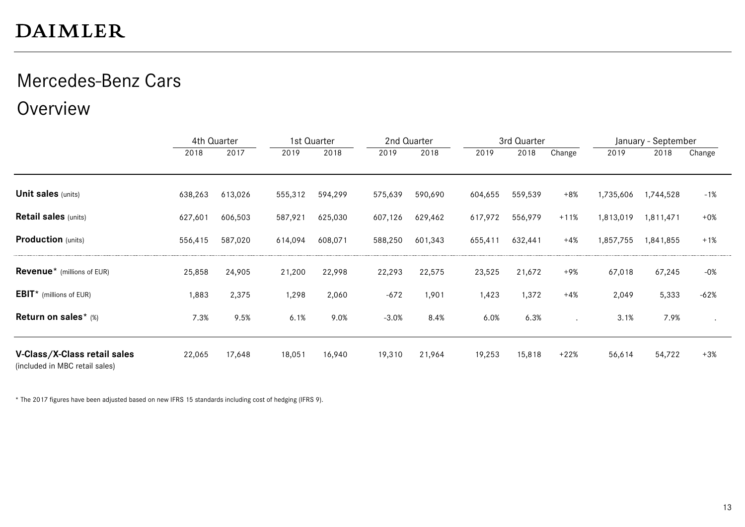# DAIMLER

## Mercedes-Benz Cars

## Overview

| | 4th Quarter | | 1st Quarter | | 2nd Quarter | | 3rd Quarter | | | January - September | | |
|---|---|---|---|---|---|---|---|---|---|---|---|---|
| | 2018 | 2017 | 2019 | 2018 | 2019 | 2018 | 2019 | 2018 | Change | 2019 | 2018 | Change |
| **Unit sales** (units) | 638,263 | 613,026 | 555,312 | 594,299 | 575,639 | 590,690 | 604,655 | 559,539 | +8% | 1,735,606 | 1,744,528 | -1% |
| **Retail sales** (units) | 627,601 | 606,503 | 587,921 | 625,030 | 607,126 | 629,462 | 617,972 | 556,979 | +11% | 1,813,019 | 1,811,471 | +0% |
| **Production** (units) | 556,415 | 587,020 | 614,094 | 608,071 | 588,250 | 601,343 | 655,411 | 632,441 | +4% | 1,857,755 | 1,841,855 | +1% |
| **Revenue*** (millions of EUR) | 25,858 | 24,905 | 21,200 | 22,998 | 22,293 | 22,575 | 23,525 | 21,672 | +9% | 67,018 | 67,245 | -0% |
| **EBIT*** (millions of EUR) | 1,883 | 2,375 | 1,298 | 2,060 | -672 | 1,901 | 1,423 | 1,372 | +4% | 2,049 | 5,333 | -62% |
| **Return on sales*** (%) | 7.3% | 9.5% | 6.1% | 9.0% | -3.0% | 8.4% | 6.0% | 6.3% | . | 3.1% | 7.9% | . |
| **V-Class/X-Class retail sales** (included in MBC retail sales) | 22,065 | 17,648 | 18,051 | 16,940 | 19,310 | 21,964 | 19,253 | 15,818 | +22% | 56,614 | 54,722 | +3% |

* The 2017 figures have been adjusted based on new IFRS 15 standards including cost of hedging (IFRS 9).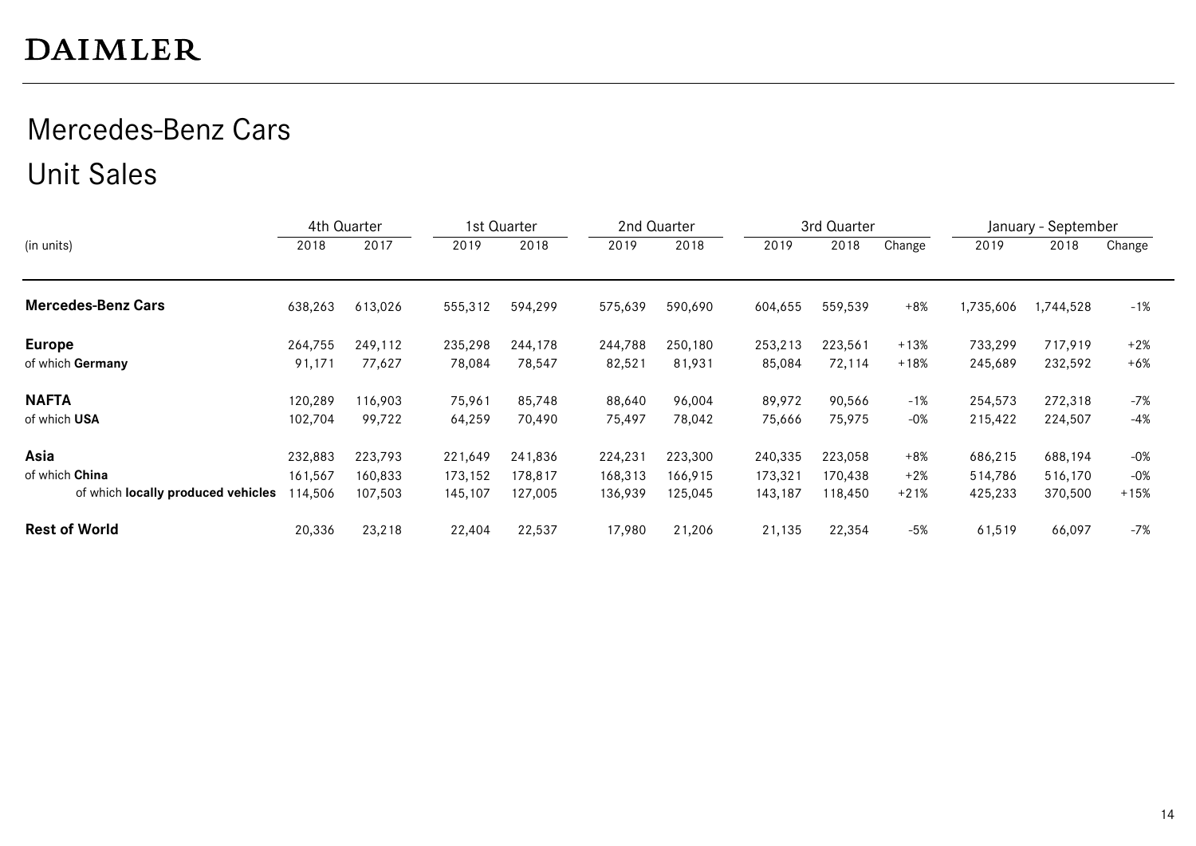# DAIMLER

## Mercedes-Benz Cars
## Unit Sales

| (in units) | 4th Quarter 2018 | 4th Quarter 2017 | 1st Quarter 2019 | 1st Quarter 2018 | 2nd Quarter 2019 | 2nd Quarter 2018 | 3rd Quarter 2019 | 3rd Quarter 2018 | 3rd Quarter Change | January - September 2019 | January - September 2018 | January - September Change |
|---|---|---|---|---|---|---|---|---|---|---|---|---|
| **Mercedes-Benz Cars** | 638,263 | 613,026 | 555,312 | 594,299 | 575,639 | 590,690 | 604,655 | 559,539 | +8% | 1,735,606 | 1,744,528 | -1% |
| **Europe** | 264,755 | 249,112 | 235,298 | 244,178 | 244,788 | 250,180 | 253,213 | 223,561 | +13% | 733,299 | 717,919 | +2% |
| of which **Germany** | 91,171 | 77,627 | 78,084 | 78,547 | 82,521 | 81,931 | 85,084 | 72,114 | +18% | 245,689 | 232,592 | +6% |
| **NAFTA** | 120,289 | 116,903 | 75,961 | 85,748 | 88,640 | 96,004 | 89,972 | 90,566 | -1% | 254,573 | 272,318 | -7% |
| of which **USA** | 102,704 | 99,722 | 64,259 | 70,490 | 75,497 | 78,042 | 75,666 | 75,975 | -0% | 215,422 | 224,507 | -4% |
| **Asia** | 232,883 | 223,793 | 221,649 | 241,836 | 224,231 | 223,300 | 240,335 | 223,058 | +8% | 686,215 | 688,194 | -0% |
| of which **China** | 161,567 | 160,833 | 173,152 | 178,817 | 168,313 | 166,915 | 173,321 | 170,438 | +2% | 514,786 | 516,170 | -0% |
| of which **locally produced vehicles** | 114,506 | 107,503 | 145,107 | 127,005 | 136,939 | 125,045 | 143,187 | 118,450 | +21% | 425,233 | 370,500 | +15% |
| **Rest of World** | 20,336 | 23,218 | 22,404 | 22,537 | 17,980 | 21,206 | 21,135 | 22,354 | -5% | 61,519 | 66,097 | -7% |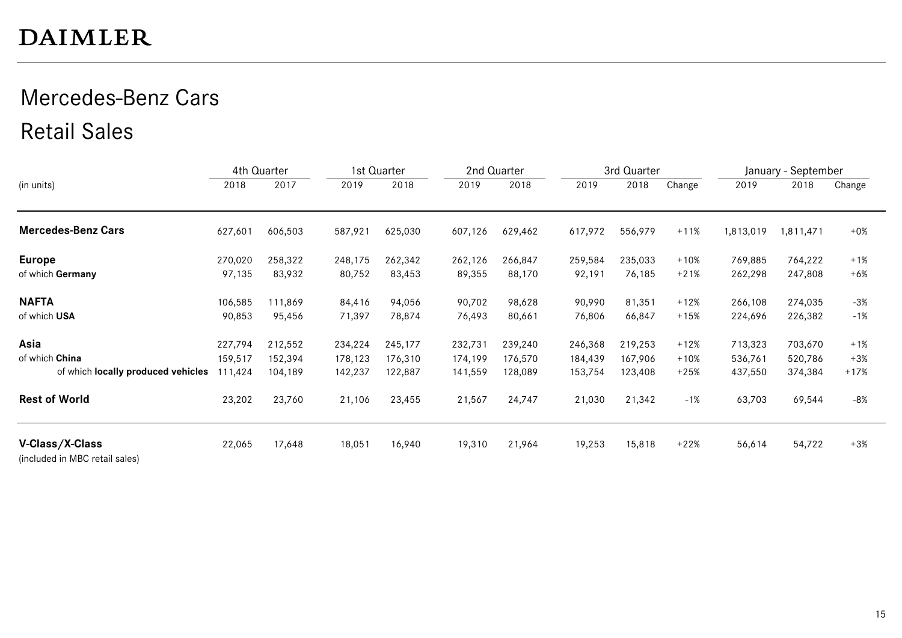DAIMLER

# Mercedes-Benz Cars

## Retail Sales

| (in units) | 4th Quarter 2018 | 4th Quarter 2017 | 1st Quarter 2019 | 1st Quarter 2018 | 2nd Quarter 2019 | 2nd Quarter 2018 | 3rd Quarter 2019 | 3rd Quarter 2018 | 3rd Quarter Change | January - September 2019 | January - September 2018 | January - September Change |
|---|---|---|---|---|---|---|---|---|---|---|---|---|
| **Mercedes-Benz Cars** | 627,601 | 606,503 | 587,921 | 625,030 | 607,126 | 629,462 | 617,972 | 556,979 | +11% | 1,813,019 | 1,811,471 | +0% |
| **Europe** | 270,020 | 258,322 | 248,175 | 262,342 | 262,126 | 266,847 | 259,584 | 235,033 | +10% | 769,885 | 764,222 | +1% |
| of which **Germany** | 97,135 | 83,932 | 80,752 | 83,453 | 89,355 | 88,170 | 92,191 | 76,185 | +21% | 262,298 | 247,808 | +6% |
| **NAFTA** | 106,585 | 111,869 | 84,416 | 94,056 | 90,702 | 98,628 | 90,990 | 81,351 | +12% | 266,108 | 274,035 | -3% |
| of which **USA** | 90,853 | 95,456 | 71,397 | 78,874 | 76,493 | 80,661 | 76,806 | 66,847 | +15% | 224,696 | 226,382 | -1% |
| **Asia** | 227,794 | 212,552 | 234,224 | 245,177 | 232,731 | 239,240 | 246,368 | 219,253 | +12% | 713,323 | 703,670 | +1% |
| of which **China** | 159,517 | 152,394 | 178,123 | 176,310 | 174,199 | 176,570 | 184,439 | 167,906 | +10% | 536,761 | 520,786 | +3% |
| of which **locally produced vehicles** | 111,424 | 104,189 | 142,237 | 122,887 | 141,559 | 128,089 | 153,754 | 123,408 | +25% | 437,550 | 374,384 | +17% |
| **Rest of World** | 23,202 | 23,760 | 21,106 | 23,455 | 21,567 | 24,747 | 21,030 | 21,342 | -1% | 63,703 | 69,544 | -8% |
| **V-Class/X-Class** (included in MBC retail sales) | 22,065 | 17,648 | 18,051 | 16,940 | 19,310 | 21,964 | 19,253 | 15,818 | +22% | 56,614 | 54,722 | +3% |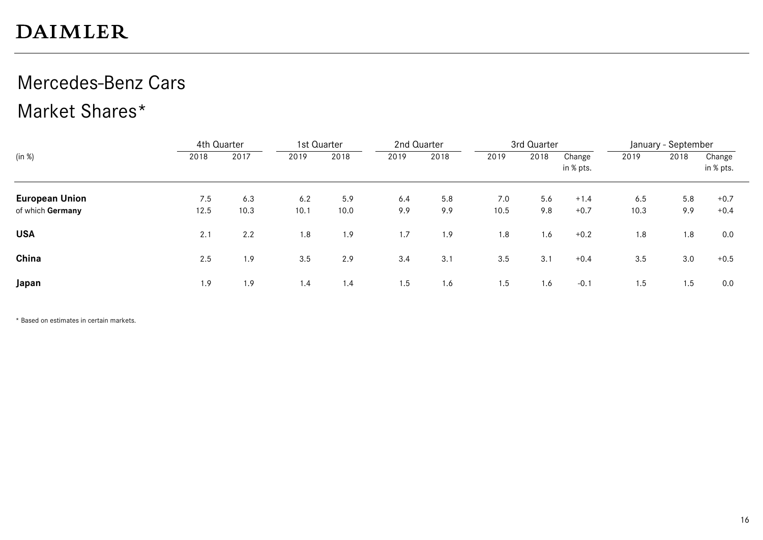# Mercedes-Benz Cars

## Market Shares*

| (in %) | 4th Quarter | | 1st Quarter | | 2nd Quarter | | 3rd Quarter | | | January - September | | |
|---|---|---|---|---|---|---|---|---|---|---|---|---|
| | 2018 | 2017 | 2019 | 2018 | 2019 | 2018 | 2019 | 2018 | Change in % pts. | 2019 | 2018 | Change in % pts. |
| **European Union** | 7.5 | 6.3 | 6.2 | 5.9 | 6.4 | 5.8 | 7.0 | 5.6 | +1.4 | 6.5 | 5.8 | +0.7 |
| of which **Germany** | 12.5 | 10.3 | 10.1 | 10.0 | 9.9 | 9.9 | 10.5 | 9.8 | +0.7 | 10.3 | 9.9 | +0.4 |
| **USA** | 2.1 | 2.2 | 1.8 | 1.9 | 1.7 | 1.9 | 1.8 | 1.6 | +0.2 | 1.8 | 1.8 | 0.0 |
| **China** | 2.5 | 1.9 | 3.5 | 2.9 | 3.4 | 3.1 | 3.5 | 3.1 | +0.4 | 3.5 | 3.0 | +0.5 |
| **Japan** | 1.9 | 1.9 | 1.4 | 1.4 | 1.5 | 1.6 | 1.5 | 1.6 | -0.1 | 1.5 | 1.5 | 0.0 |

* Based on estimates in certain markets.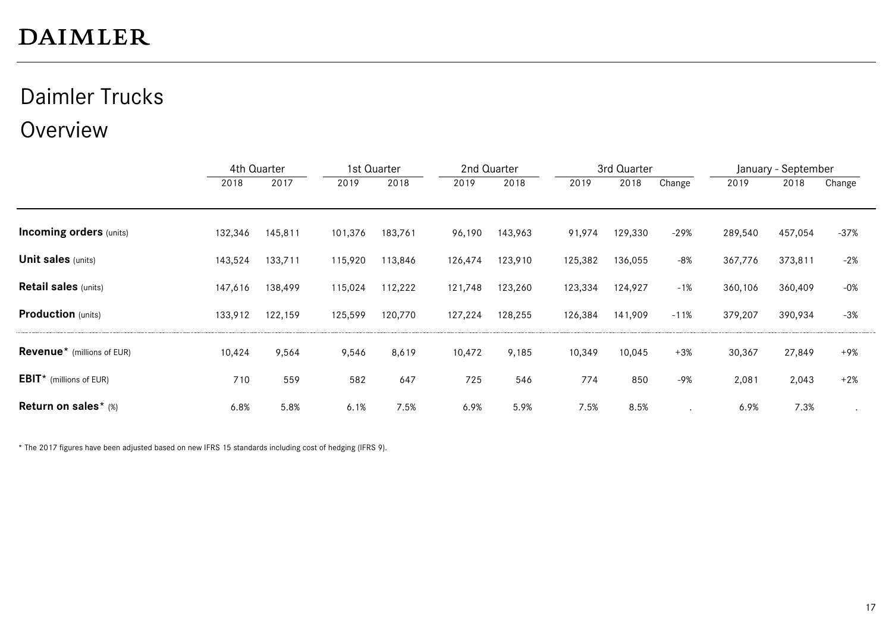# Daimler Trucks

## Overview

| | 4th Quarter | | 1st Quarter | | 2nd Quarter | | 3rd Quarter | | | January - September | | |
|---|---|---|---|---|---|---|---|---|---|---|---|---|
| | 2018 | 2017 | 2019 | 2018 | 2019 | 2018 | 2019 | 2018 | Change | 2019 | 2018 | Change |
| **Incoming orders** (units) | 132,346 | 145,811 | 101,376 | 183,761 | 96,190 | 143,963 | 91,974 | 129,330 | -29% | 289,540 | 457,054 | -37% |
| **Unit sales** (units) | 143,524 | 133,711 | 115,920 | 113,846 | 126,474 | 123,910 | 125,382 | 136,055 | -8% | 367,776 | 373,811 | -2% |
| **Retail sales** (units) | 147,616 | 138,499 | 115,024 | 112,222 | 121,748 | 123,260 | 123,334 | 124,927 | -1% | 360,106 | 360,409 | -0% |
| **Production** (units) | 133,912 | 122,159 | 125,599 | 120,770 | 127,224 | 128,255 | 126,384 | 141,909 | -11% | 379,207 | 390,934 | -3% |
| **Revenue*** (millions of EUR) | 10,424 | 9,564 | 9,546 | 8,619 | 10,472 | 9,185 | 10,349 | 10,045 | +3% | 30,367 | 27,849 | +9% |
| **EBIT*** (millions of EUR) | 710 | 559 | 582 | 647 | 725 | 546 | 774 | 850 | -9% | 2,081 | 2,043 | +2% |
| **Return on sales*** (%) | 6.8% | 5.8% | 6.1% | 7.5% | 6.9% | 5.9% | 7.5% | 8.5% | . | 6.9% | 7.3% | . |

* The 2017 figures have been adjusted based on new IFRS 15 standards including cost of hedging (IFRS 9).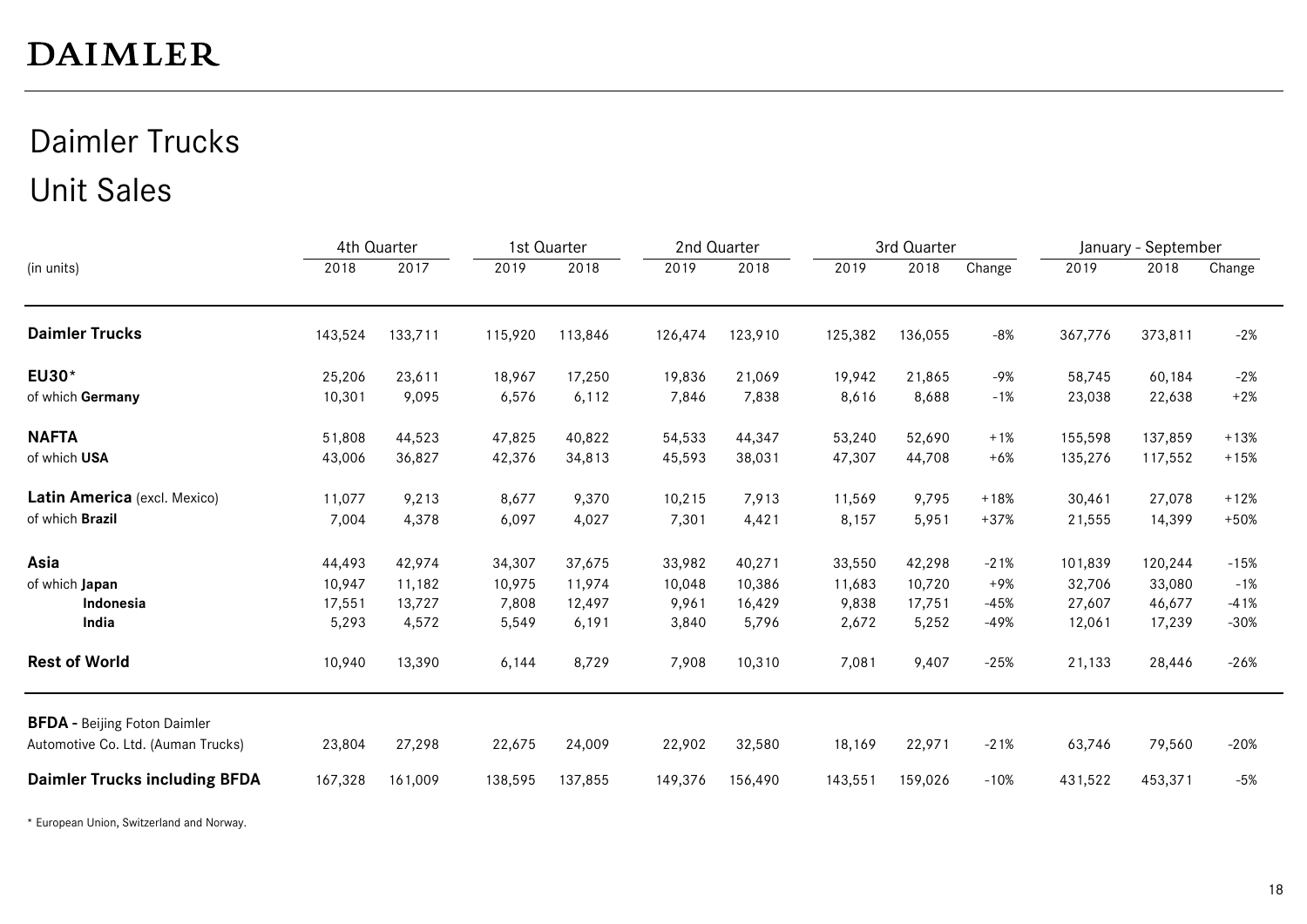DAIMLER

# Daimler Trucks
## Unit Sales

| (in units) | 4th Quarter | | 1st Quarter | | 2nd Quarter | | 3rd Quarter | | | January - September | | |
|---|---|---|---|---|---|---|---|---|---|---|---|---|
| | 2018 | 2017 | 2019 | 2018 | 2019 | 2018 | 2019 | 2018 | Change | 2019 | 2018 | Change |
| **Daimler Trucks** | 143,524 | 133,711 | 115,920 | 113,846 | 126,474 | 123,910 | 125,382 | 136,055 | -8% | 367,776 | 373,811 | -2% |
| **EU30*** | 25,206 | 23,611 | 18,967 | 17,250 | 19,836 | 21,069 | 19,942 | 21,865 | -9% | 58,745 | 60,184 | -2% |
| of which **Germany** | 10,301 | 9,095 | 6,576 | 6,112 | 7,846 | 7,838 | 8,616 | 8,688 | -1% | 23,038 | 22,638 | +2% |
| **NAFTA** | 51,808 | 44,523 | 47,825 | 40,822 | 54,533 | 44,347 | 53,240 | 52,690 | +1% | 155,598 | 137,859 | +13% |
| of which **USA** | 43,006 | 36,827 | 42,376 | 34,813 | 45,593 | 38,031 | 47,307 | 44,708 | +6% | 135,276 | 117,552 | +15% |
| **Latin America** (excl. Mexico) | 11,077 | 9,213 | 8,677 | 9,370 | 10,215 | 7,913 | 11,569 | 9,795 | +18% | 30,461 | 27,078 | +12% |
| of which **Brazil** | 7,004 | 4,378 | 6,097 | 4,027 | 7,301 | 4,421 | 8,157 | 5,951 | +37% | 21,555 | 14,399 | +50% |
| **Asia** | 44,493 | 42,974 | 34,307 | 37,675 | 33,982 | 40,271 | 33,550 | 42,298 | -21% | 101,839 | 120,244 | -15% |
| of which **Japan** | 10,947 | 11,182 | 10,975 | 11,974 | 10,048 | 10,386 | 11,683 | 10,720 | +9% | 32,706 | 33,080 | -1% |
| **Indonesia** | 17,551 | 13,727 | 7,808 | 12,497 | 9,961 | 16,429 | 9,838 | 17,751 | -45% | 27,607 | 46,677 | -41% |
| **India** | 5,293 | 4,572 | 5,549 | 6,191 | 3,840 | 5,796 | 2,672 | 5,252 | -49% | 12,061 | 17,239 | -30% |
| **Rest of World** | 10,940 | 13,390 | 6,144 | 8,729 | 7,908 | 10,310 | 7,081 | 9,407 | -25% | 21,133 | 28,446 | -26% |
| **BFDA** - Beijing Foton Daimler Automotive Co. Ltd. (Auman Trucks) | 23,804 | 27,298 | 22,675 | 24,009 | 22,902 | 32,580 | 18,169 | 22,971 | -21% | 63,746 | 79,560 | -20% |
| **Daimler Trucks including BFDA** | 167,328 | 161,009 | 138,595 | 137,855 | 149,376 | 156,490 | 143,551 | 159,026 | -10% | 431,522 | 453,371 | -5% |

* European Union, Switzerland and Norway.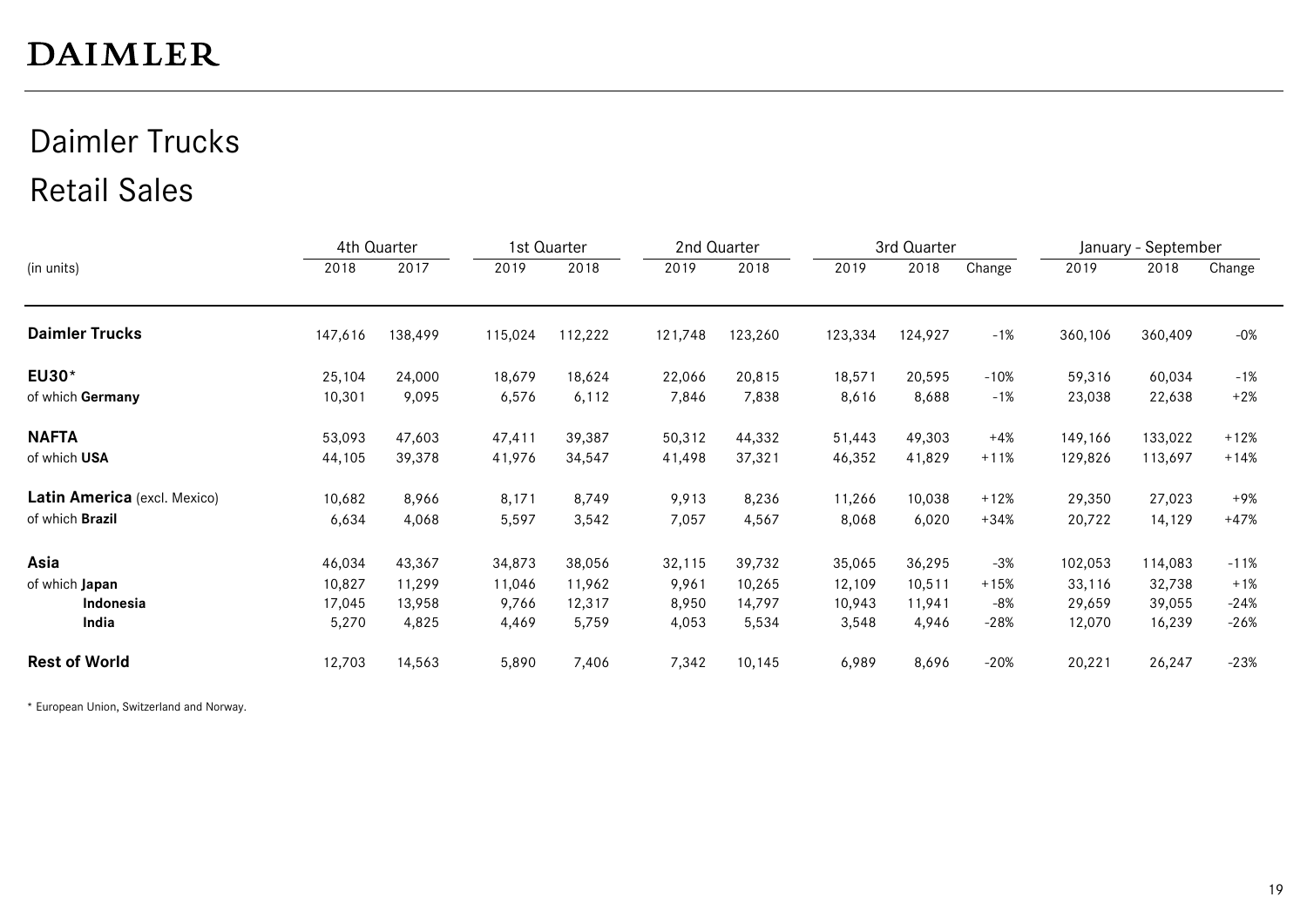# DAIMLER

## Daimler Trucks

## Retail Sales

| (in units) | 4th Quarter | | 1st Quarter | | 2nd Quarter | | 3rd Quarter | | | January - September | | |
|---|---|---|---|---|---|---|---|---|---|---|---|---|
| | 2018 | 2017 | 2019 | 2018 | 2019 | 2018 | 2019 | 2018 | Change | 2019 | 2018 | Change |
| **Daimler Trucks** | 147,616 | 138,499 | 115,024 | 112,222 | 121,748 | 123,260 | 123,334 | 124,927 | -1% | 360,106 | 360,409 | -0% |
| **EU30*** | 25,104 | 24,000 | 18,679 | 18,624 | 22,066 | 20,815 | 18,571 | 20,595 | -10% | 59,316 | 60,034 | -1% |
| of which **Germany** | 10,301 | 9,095 | 6,576 | 6,112 | 7,846 | 7,838 | 8,616 | 8,688 | -1% | 23,038 | 22,638 | +2% |
| **NAFTA** | 53,093 | 47,603 | 47,411 | 39,387 | 50,312 | 44,332 | 51,443 | 49,303 | +4% | 149,166 | 133,022 | +12% |
| of which **USA** | 44,105 | 39,378 | 41,976 | 34,547 | 41,498 | 37,321 | 46,352 | 41,829 | +11% | 129,826 | 113,697 | +14% |
| **Latin America** (excl. Mexico) | 10,682 | 8,966 | 8,171 | 8,749 | 9,913 | 8,236 | 11,266 | 10,038 | +12% | 29,350 | 27,023 | +9% |
| of which **Brazil** | 6,634 | 4,068 | 5,597 | 3,542 | 7,057 | 4,567 | 8,068 | 6,020 | +34% | 20,722 | 14,129 | +47% |
| **Asia** | 46,034 | 43,367 | 34,873 | 38,056 | 32,115 | 39,732 | 35,065 | 36,295 | -3% | 102,053 | 114,083 | -11% |
| of which **Japan** | 10,827 | 11,299 | 11,046 | 11,962 | 9,961 | 10,265 | 12,109 | 10,511 | +15% | 33,116 | 32,738 | +1% |
| **Indonesia** | 17,045 | 13,958 | 9,766 | 12,317 | 8,950 | 14,797 | 10,943 | 11,941 | -8% | 29,659 | 39,055 | -24% |
| **India** | 5,270 | 4,825 | 4,469 | 5,759 | 4,053 | 5,534 | 3,548 | 4,946 | -28% | 12,070 | 16,239 | -26% |
| **Rest of World** | 12,703 | 14,563 | 5,890 | 7,406 | 7,342 | 10,145 | 6,989 | 8,696 | -20% | 20,221 | 26,247 | -23% |

* European Union, Switzerland and Norway.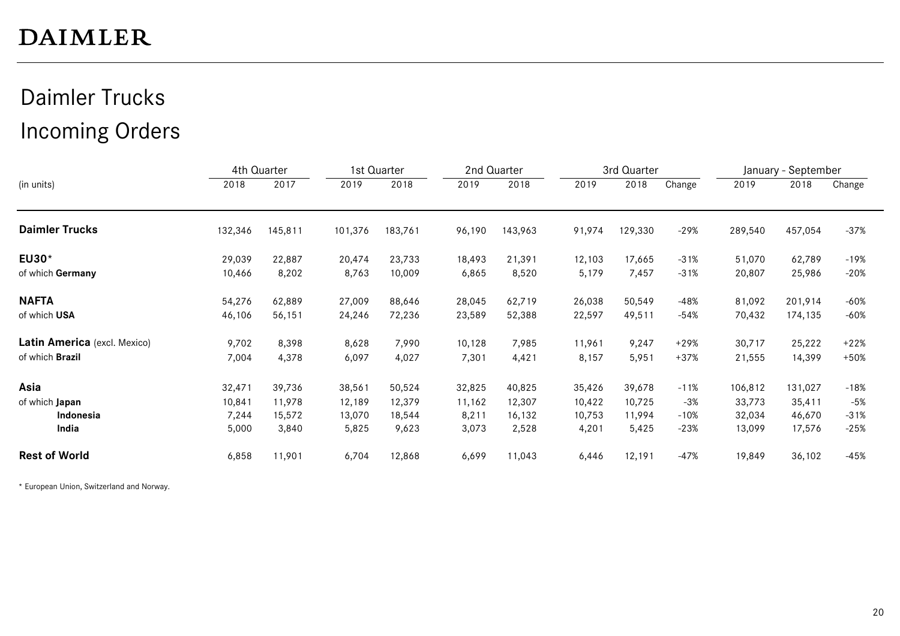# DAIMLER

## Daimler Trucks

## Incoming Orders

| (in units) | 4th Quarter 2018 | 4th Quarter 2017 | 1st Quarter 2019 | 1st Quarter 2018 | 2nd Quarter 2019 | 2nd Quarter 2018 | 3rd Quarter 2019 | 3rd Quarter 2018 | 3rd Quarter Change | January - September 2019 | January - September 2018 | January - September Change |
|---|---|---|---|---|---|---|---|---|---|---|---|---|
| **Daimler Trucks** | 132,346 | 145,811 | 101,376 | 183,761 | 96,190 | 143,963 | 91,974 | 129,330 | -29% | 289,540 | 457,054 | -37% |
| **EU30*** | 29,039 | 22,887 | 20,474 | 23,733 | 18,493 | 21,391 | 12,103 | 17,665 | -31% | 51,070 | 62,789 | -19% |
| of which **Germany** | 10,466 | 8,202 | 8,763 | 10,009 | 6,865 | 8,520 | 5,179 | 7,457 | -31% | 20,807 | 25,986 | -20% |
| **NAFTA** | 54,276 | 62,889 | 27,009 | 88,646 | 28,045 | 62,719 | 26,038 | 50,549 | -48% | 81,092 | 201,914 | -60% |
| of which **USA** | 46,106 | 56,151 | 24,246 | 72,236 | 23,589 | 52,388 | 22,597 | 49,511 | -54% | 70,432 | 174,135 | -60% |
| **Latin America** (excl. Mexico) | 9,702 | 8,398 | 8,628 | 7,990 | 10,128 | 7,985 | 11,961 | 9,247 | +29% | 30,717 | 25,222 | +22% |
| of which **Brazil** | 7,004 | 4,378 | 6,097 | 4,027 | 7,301 | 4,421 | 8,157 | 5,951 | +37% | 21,555 | 14,399 | +50% |
| **Asia** | 32,471 | 39,736 | 38,561 | 50,524 | 32,825 | 40,825 | 35,426 | 39,678 | -11% | 106,812 | 131,027 | -18% |
| of which **Japan** | 10,841 | 11,978 | 12,189 | 12,379 | 11,162 | 12,307 | 10,422 | 10,725 | -3% | 33,773 | 35,411 | -5% |
| **Indonesia** | 7,244 | 15,572 | 13,070 | 18,544 | 8,211 | 16,132 | 10,753 | 11,994 | -10% | 32,034 | 46,670 | -31% |
| **India** | 5,000 | 3,840 | 5,825 | 9,623 | 3,073 | 2,528 | 4,201 | 5,425 | -23% | 13,099 | 17,576 | -25% |
| **Rest of World** | 6,858 | 11,901 | 6,704 | 12,868 | 6,699 | 11,043 | 6,446 | 12,191 | -47% | 19,849 | 36,102 | -45% |

* European Union, Switzerland and Norway.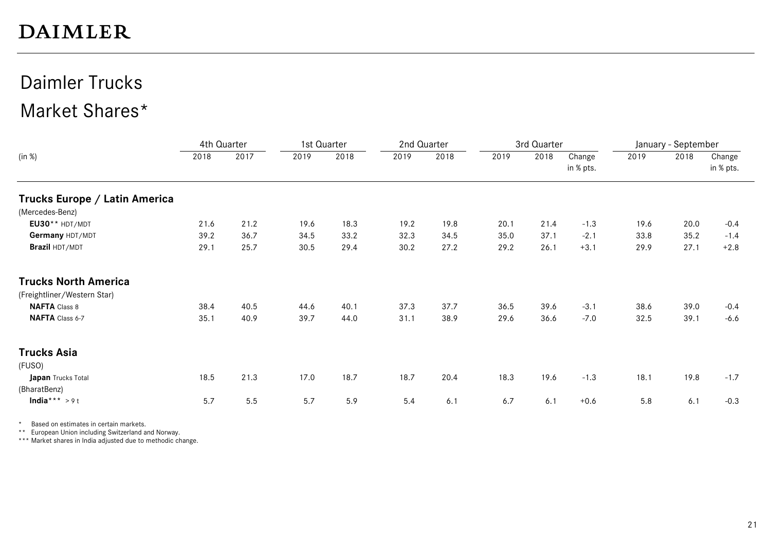# Daimler Trucks

## Market Shares*

| (in %) | 4th Quarter | | 1st Quarter | | 2nd Quarter | | 3rd Quarter | | | January - September | | |
|---|---|---|---|---|---|---|---|---|---|---|---|---|
| | 2018 | 2017 | 2019 | 2018 | 2019 | 2018 | 2019 | 2018 | Change in % pts. | 2019 | 2018 | Change in % pts. |
| **Trucks Europe / Latin America** | | | | | | | | | | | | |
| (Mercedes-Benz) | | | | | | | | | | | | |
| **EU30**** HDT/MDT | 21.6 | 21.2 | 19.6 | 18.3 | 19.2 | 19.8 | 20.1 | 21.4 | -1.3 | 19.6 | 20.0 | -0.4 |
| **Germany** HDT/MDT | 39.2 | 36.7 | 34.5 | 33.2 | 32.3 | 34.5 | 35.0 | 37.1 | -2.1 | 33.8 | 35.2 | -1.4 |
| **Brazil** HDT/MDT | 29.1 | 25.7 | 30.5 | 29.4 | 30.2 | 27.2 | 29.2 | 26.1 | +3.1 | 29.9 | 27.1 | +2.8 |
| **Trucks North America** | | | | | | | | | | | | |
| (Freightliner/Western Star) | | | | | | | | | | | | |
| **NAFTA** Class 8 | 38.4 | 40.5 | 44.6 | 40.1 | 37.3 | 37.7 | 36.5 | 39.6 | -3.1 | 38.6 | 39.0 | -0.4 |
| **NAFTA** Class 6-7 | 35.1 | 40.9 | 39.7 | 44.0 | 31.1 | 38.9 | 29.6 | 36.6 | -7.0 | 32.5 | 39.1 | -6.6 |
| **Trucks Asia** | | | | | | | | | | | | |
| (FUSO) | | | | | | | | | | | | |
| **Japan** Trucks Total | 18.5 | 21.3 | 17.0 | 18.7 | 18.7 | 20.4 | 18.3 | 19.6 | -1.3 | 18.1 | 19.8 | -1.7 |
| (BharatBenz) | | | | | | | | | | | | |
| **India***** > 9 t | 5.7 | 5.5 | 5.7 | 5.9 | 5.4 | 6.1 | 6.7 | 6.1 | +0.6 | 5.8 | 6.1 | -0.3 |

\* Based on estimates in certain markets.
** European Union including Switzerland and Norway.
*** Market shares in India adjusted due to methodic change.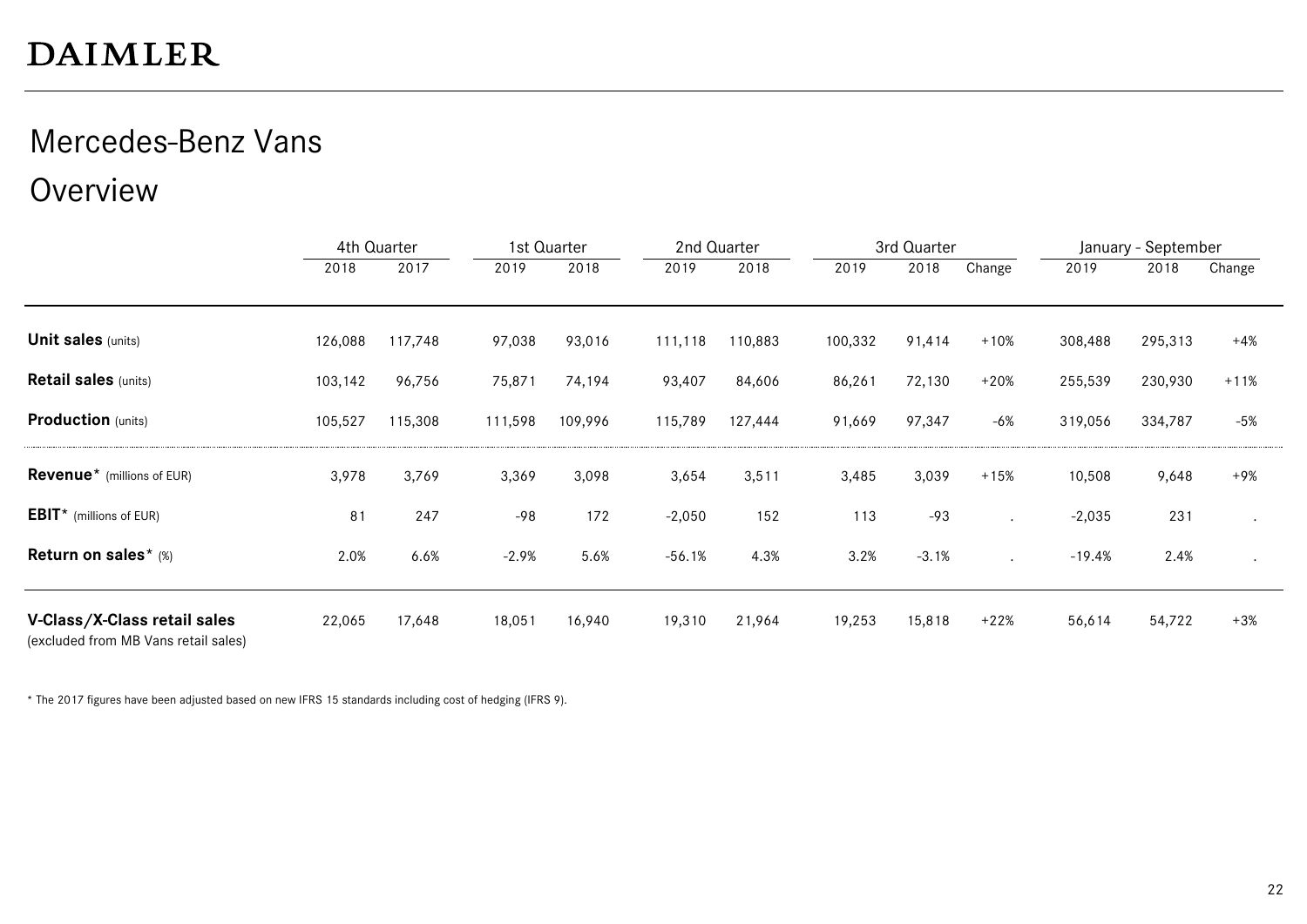# DAIMLER

## Mercedes-Benz Vans

## Overview

| | 4th Quarter | | 1st Quarter | | 2nd Quarter | | 3rd Quarter | | | January - September | | |
|---|---|---|---|---|---|---|---|---|---|---|---|---|
| | 2018 | 2017 | 2019 | 2018 | 2019 | 2018 | 2019 | 2018 | Change | 2019 | 2018 | Change |
| **Unit sales** (units) | 126,088 | 117,748 | 97,038 | 93,016 | 111,118 | 110,883 | 100,332 | 91,414 | +10% | 308,488 | 295,313 | +4% |
| **Retail sales** (units) | 103,142 | 96,756 | 75,871 | 74,194 | 93,407 | 84,606 | 86,261 | 72,130 | +20% | 255,539 | 230,930 | +11% |
| **Production** (units) | 105,527 | 115,308 | 111,598 | 109,996 | 115,789 | 127,444 | 91,669 | 97,347 | -6% | 319,056 | 334,787 | -5% |
| **Revenue*** (millions of EUR) | 3,978 | 3,769 | 3,369 | 3,098 | 3,654 | 3,511 | 3,485 | 3,039 | +15% | 10,508 | 9,648 | +9% |
| **EBIT*** (millions of EUR) | 81 | 247 | -98 | 172 | -2,050 | 152 | 113 | -93 | . | -2,035 | 231 | . |
| **Return on sales*** (%) | 2.0% | 6.6% | -2.9% | 5.6% | -56.1% | 4.3% | 3.2% | -3.1% | . | -19.4% | 2.4% | . |
| **V-Class/X-Class retail sales** (excluded from MB Vans retail sales) | 22,065 | 17,648 | 18,051 | 16,940 | 19,310 | 21,964 | 19,253 | 15,818 | +22% | 56,614 | 54,722 | +3% |

* The 2017 figures have been adjusted based on new IFRS 15 standards including cost of hedging (IFRS 9).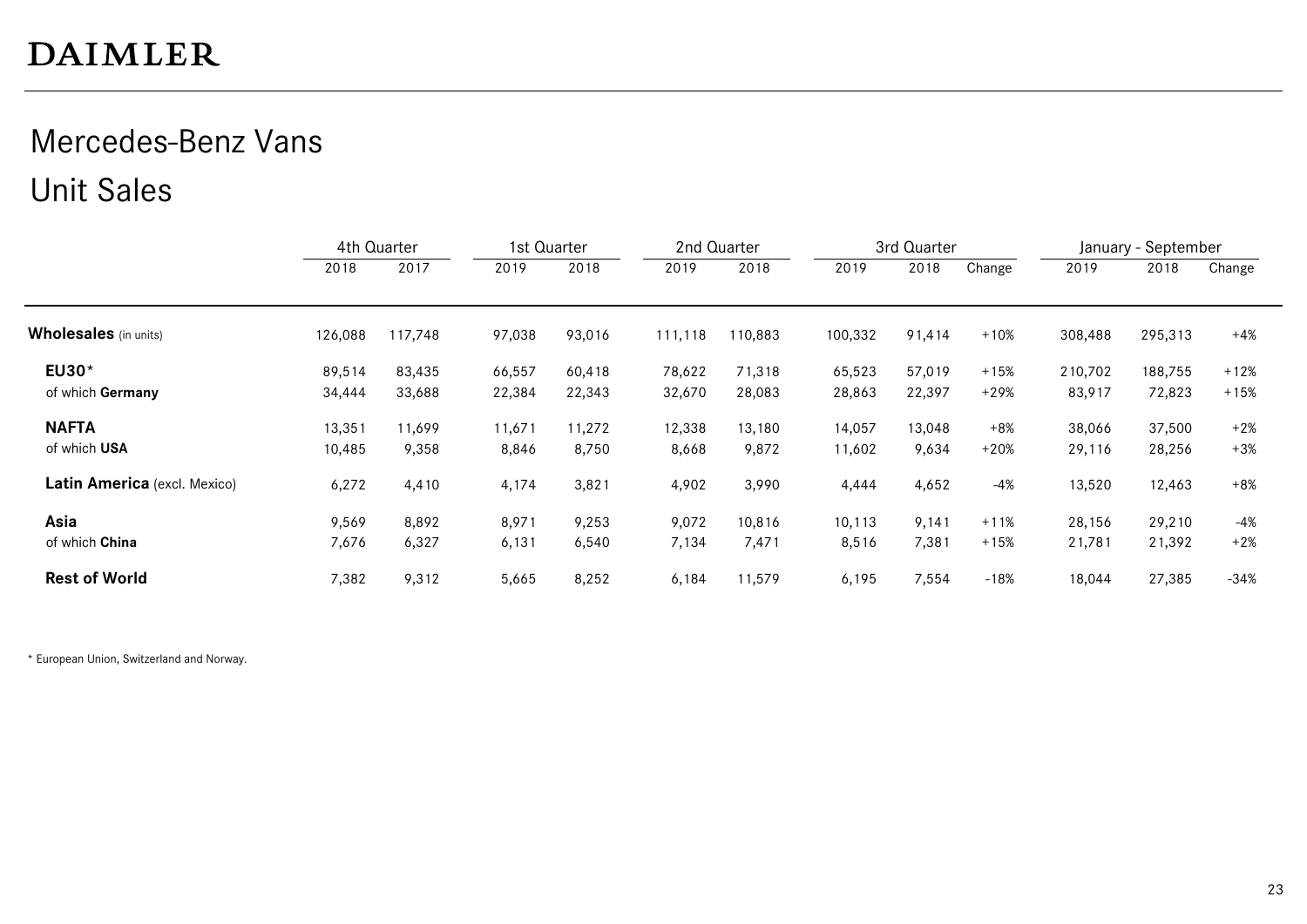DAIMLER

# Mercedes-Benz Vans

## Unit Sales

| | 4th Quarter | | 1st Quarter | | 2nd Quarter | | 3rd Quarter | | | January - September | | |
|---|---|---|---|---|---|---|---|---|---|---|---|---|
| | 2018 | 2017 | 2019 | 2018 | 2019 | 2018 | 2019 | 2018 | Change | 2019 | 2018 | Change |
| **Wholesales** (in units) | 126,088 | 117,748 | 97,038 | 93,016 | 111,118 | 110,883 | 100,332 | 91,414 | +10% | 308,488 | 295,313 | +4% |
| **EU30*** | 89,514 | 83,435 | 66,557 | 60,418 | 78,622 | 71,318 | 65,523 | 57,019 | +15% | 210,702 | 188,755 | +12% |
| of which **Germany** | 34,444 | 33,688 | 22,384 | 22,343 | 32,670 | 28,083 | 28,863 | 22,397 | +29% | 83,917 | 72,823 | +15% |
| **NAFTA** | 13,351 | 11,699 | 11,671 | 11,272 | 12,338 | 13,180 | 14,057 | 13,048 | +8% | 38,066 | 37,500 | +2% |
| of which **USA** | 10,485 | 9,358 | 8,846 | 8,750 | 8,668 | 9,872 | 11,602 | 9,634 | +20% | 29,116 | 28,256 | +3% |
| **Latin America** (excl. Mexico) | 6,272 | 4,410 | 4,174 | 3,821 | 4,902 | 3,990 | 4,444 | 4,652 | -4% | 13,520 | 12,463 | +8% |
| **Asia** | 9,569 | 8,892 | 8,971 | 9,253 | 9,072 | 10,816 | 10,113 | 9,141 | +11% | 28,156 | 29,210 | -4% |
| of which **China** | 7,676 | 6,327 | 6,131 | 6,540 | 7,134 | 7,471 | 8,516 | 7,381 | +15% | 21,781 | 21,392 | +2% |
| **Rest of World** | 7382 | 9,312 | 5,665 | 8,252 | 6,184 | 11,579 | 6,195 | 7,554 | -18% | 18,044 | 27,385 | -34% |

* European Union, Switzerland and Norway.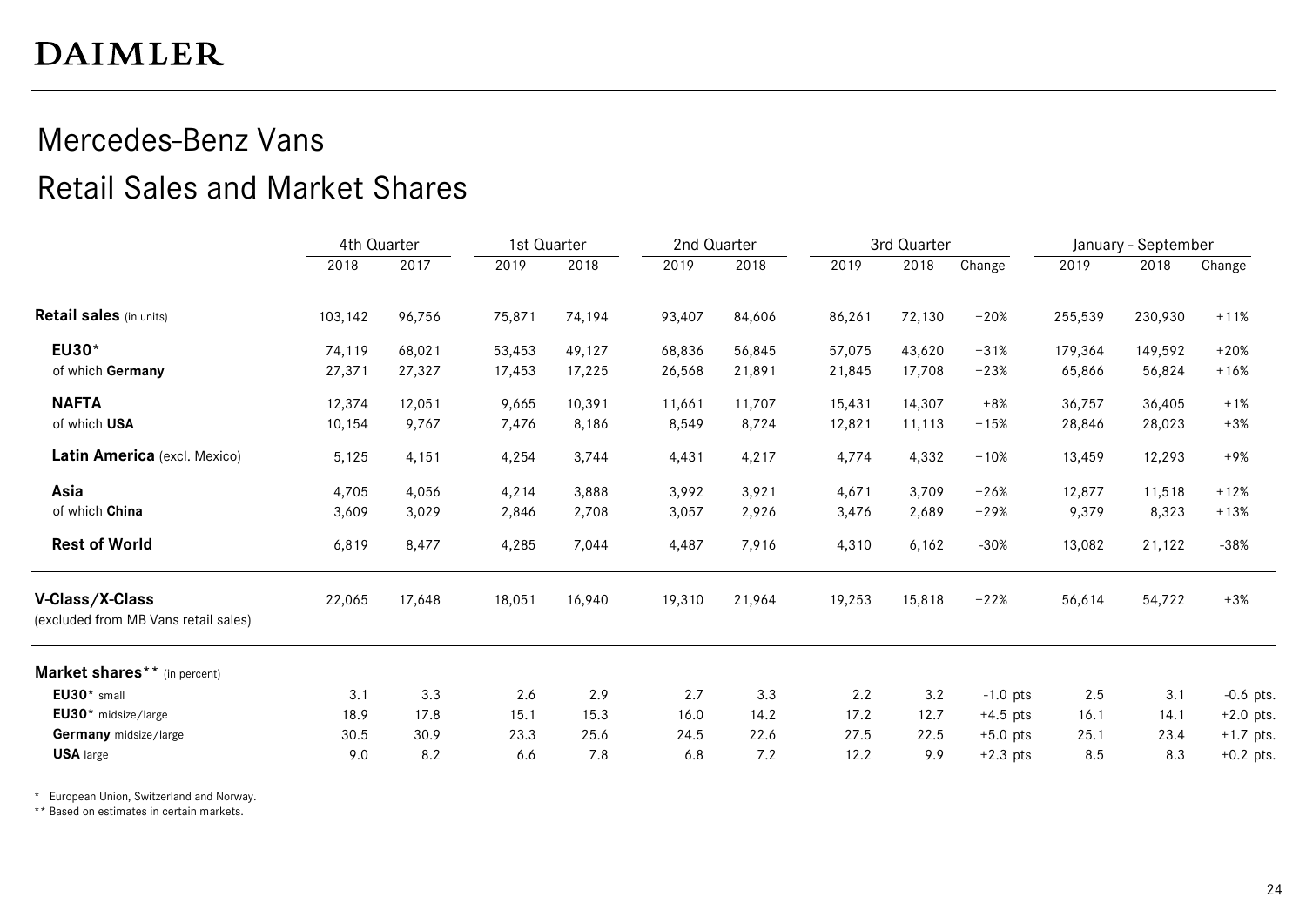# DAIMLER

## Mercedes-Benz Vans

## Retail Sales and Market Shares

| | 4th Quarter | | 1st Quarter | | 2nd Quarter | | 3rd Quarter | | | January - September | | |
|---|---|---|---|---|---|---|---|---|---|---|---|---|
| | 2018 | 2017 | 2019 | 2018 | 2019 | 2018 | 2019 | 2018 | Change | 2019 | 2018 | Change |
| **Retail sales** (in units) | 103,142 | 96,756 | 75,871 | 74,194 | 93,407 | 84,606 | 86,261 | 72,130 | +20% | 255,539 | 230,930 | +11% |
| **EU30*** | 74,119 | 68,021 | 53,453 | 49,127 | 68,836 | 56,845 | 57,075 | 43,620 | +31% | 179,364 | 149,592 | +20% |
| of which **Germany** | 27,371 | 27,327 | 17,453 | 17,225 | 26,568 | 21,891 | 21,845 | 17,708 | +23% | 65,866 | 56,824 | +16% |
| **NAFTA** | 12,374 | 12,051 | 9,665 | 10,391 | 11,661 | 11,707 | 15,431 | 14,307 | +8% | 36,757 | 36,405 | +1% |
| of which **USA** | 10,154 | 9,767 | 7,476 | 8,186 | 8,549 | 8,724 | 12,821 | 11,113 | +15% | 28,846 | 28,023 | +3% |
| **Latin America** (excl. Mexico) | 5,125 | 4,151 | 4,254 | 3,744 | 4,431 | 4,217 | 4,774 | 4,332 | +10% | 13,459 | 12,293 | +9% |
| **Asia** | 4,705 | 4,056 | 4,214 | 3,888 | 3,992 | 3,921 | 4,671 | 3,709 | +26% | 12,877 | 11,518 | +12% |
| of which **China** | 3,609 | 3,029 | 2,846 | 2,708 | 3,057 | 2,926 | 3,476 | 2,689 | +29% | 9,379 | 8,323 | +13% |
| **Rest of World** | 6,819 | 8,477 | 4,285 | 7,044 | 4,487 | 7,916 | 4,310 | 6,162 | -30% | 13,082 | 21,122 | -38% |
| **V-Class/X-Class** (excluded from MB Vans retail sales) | 22,065 | 17,648 | 18,051 | 16,940 | 19,310 | 21,964 | 19,253 | 15,818 | +22% | 56,614 | 54,722 | +3% |
| **Market shares**** (in percent) | | | | | | | | | | | | |
| **EU30*** small | 3.1 | 3.3 | 2.6 | 2.9 | 2.7 | 3.3 | 2.2 | 3.2 | -1.0 pts. | 2.5 | 3.1 | -0.6 pts. |
| **EU30*** midsize/large | 18.9 | 17.8 | 15.1 | 15.3 | 16.0 | 14.2 | 17.2 | 12.7 | +4.5 pts. | 16.1 | 14.1 | +2.0 pts. |
| **Germany** midsize/large | 30.5 | 30.9 | 23.3 | 25.6 | 24.5 | 22.6 | 27.5 | 22.5 | +5.0 pts. | 25.1 | 23.4 | +1.7 pts. |
| **USA** large | 9.0 | 8.2 | 6.6 | 7.8 | 6.8 | 7.2 | 12.2 | 9.9 | +2.3 pts. | 8.5 | 8.3 | +0.2 pts. |

\* European Union, Switzerland and Norway.
\*\* Based on estimates in certain markets.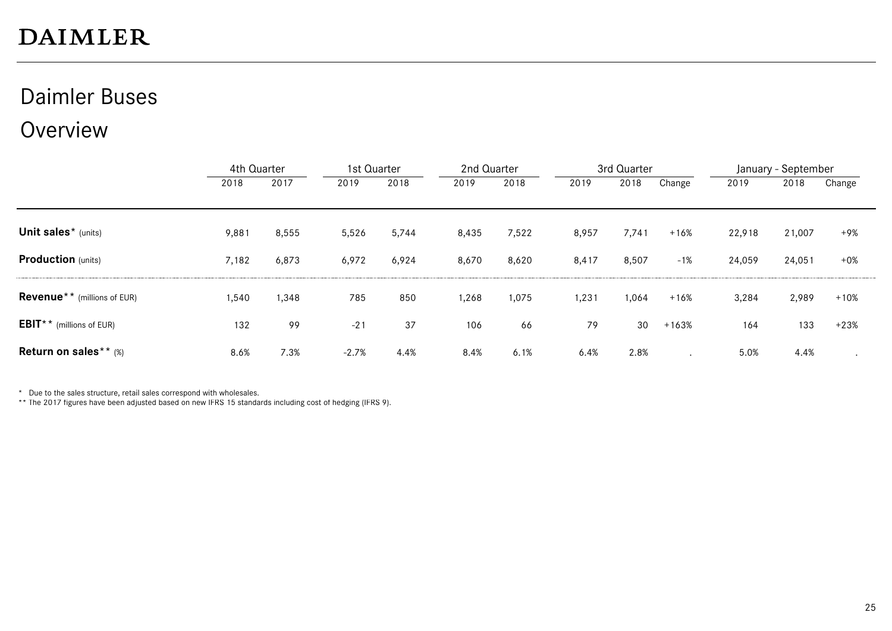# DAIMLER

## Daimler Buses

## Overview

| | 4th Quarter | | 1st Quarter | | 2nd Quarter | | 3rd Quarter | | | January - September | | |
|---|---|---|---|---|---|---|---|---|---|---|---|---|
| | 2018 | 2017 | 2019 | 2018 | 2019 | 2018 | 2019 | 2018 | Change | 2019 | 2018 | Change |
| **Unit sales*** (units) | 9,881 | 8,555 | 5,526 | 5,744 | 8,435 | 7,522 | 8,957 | 7,741 | +16% | 22,918 | 21,007 | +9% |
| **Production** (units) | 7,182 | 6,873 | 6,972 | 6,924 | 8,670 | 8,620 | 8,417 | 8,507 | -1% | 24,059 | 24,051 | +0% |
| **Revenue**** (millions of EUR) | 1,540 | 1,348 | 785 | 850 | 1,268 | 1,075 | 1,231 | 1,064 | +16% | 3,284 | 2,989 | +10% |
| **EBIT**** (millions of EUR) | 132 | 99 | -21 | 37 | 106 | 66 | 79 | 30 | +163% | 164 | 133 | +23% |
| **Return on sales**** (%) | 8.6% | 7.3% | -2.7% | 4.4% | 8.4% | 6.1% | 6.4% | 2.8% | . | 5.0% | 4.4% | . |

* Due to the sales structure, retail sales correspond with wholesales.
** The 2017 figures have been adjusted based on new IFRS 15 standards including cost of hedging (IFRS 9).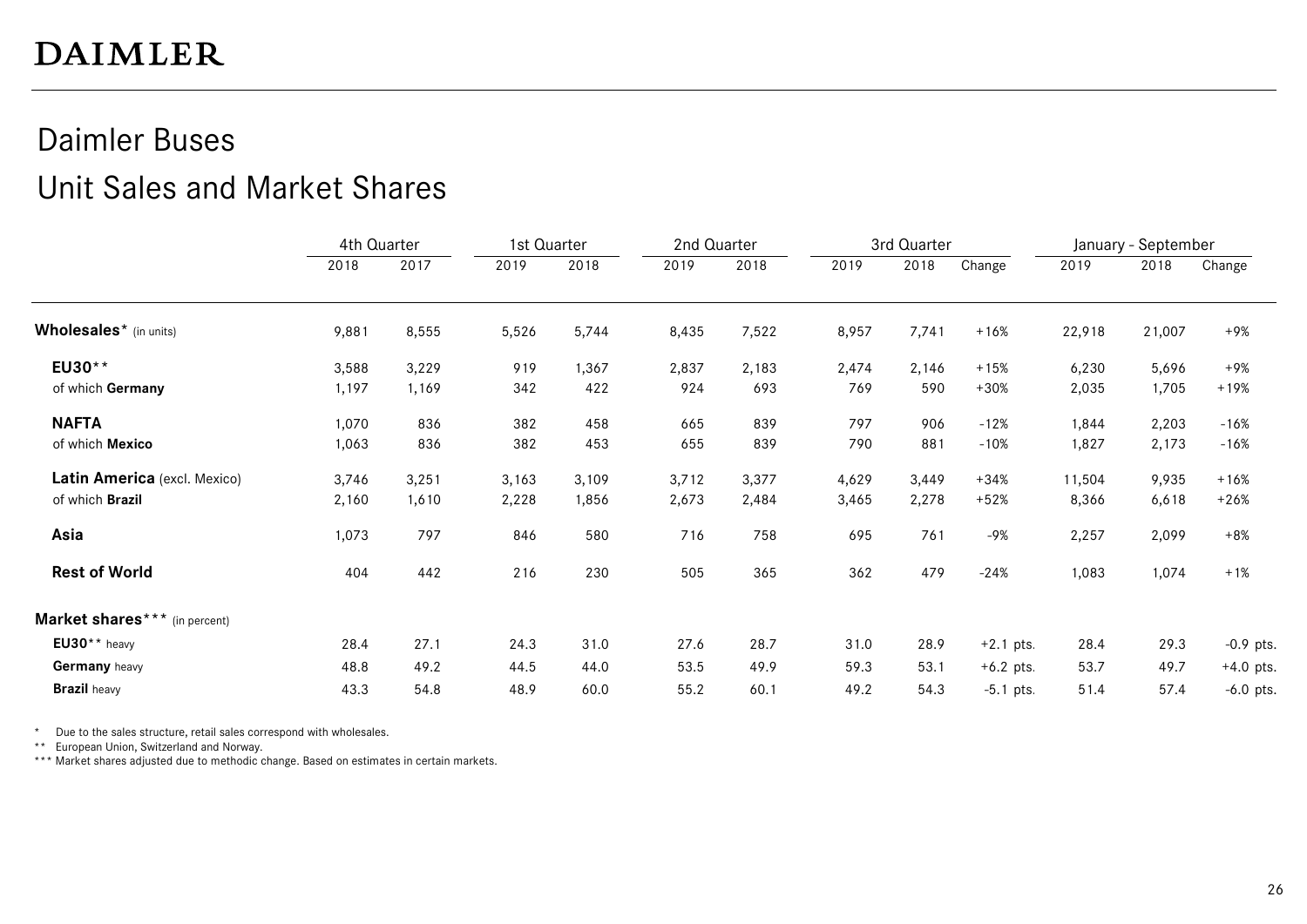DAIMLER

# Daimler Buses

## Unit Sales and Market Shares

| | 4th Quarter | | 1st Quarter | | 2nd Quarter | | 3rd Quarter | | | January - September | | |
|---|---|---|---|---|---|---|---|---|---|---|---|---|
| | 2018 | 2017 | 2019 | 2018 | 2019 | 2018 | 2019 | 2018 | Change | 2019 | 2018 | Change |
| **Wholesales*** (in units) | 9,881 | 8,555 | 5,526 | 5,744 | 8,435 | 7,522 | 8,957 | 7,741 | +16% | 22,918 | 21,007 | +9% |
| **EU30**** | 3,588 | 3,229 | 919 | 1,367 | 2,837 | 2,183 | 2,474 | 2,146 | +15% | 6,230 | 5,696 | +9% |
| of which **Germany** | 1,197 | 1,169 | 342 | 422 | 924 | 693 | 769 | 590 | +30% | 2,035 | 1,705 | +19% |
| **NAFTA** | 1,070 | 836 | 382 | 458 | 665 | 839 | 797 | 906 | -12% | 1,844 | 2,203 | -16% |
| of which **Mexico** | 1,063 | 836 | 382 | 453 | 655 | 839 | 790 | 881 | -10% | 1,827 | 2,173 | -16% |
| **Latin America** (excl. Mexico) | 3,746 | 3,251 | 3,163 | 3,109 | 3,712 | 3,377 | 4,629 | 3,449 | +34% | 11,504 | 9,935 | +16% |
| of which **Brazil** | 2,160 | 1,610 | 2,228 | 1,856 | 2,673 | 2,484 | 3,465 | 2,278 | +52% | 8,366 | 6,618 | +26% |
| **Asia** | 1,073 | 797 | 846 | 580 | 716 | 758 | 695 | 761 | -9% | 2,257 | 2,099 | +8% |
| **Rest of World** | 404 | 442 | 216 | 230 | 505 | 365 | 362 | 479 | -24% | 1,083 | 1,074 | +1% |
| **Market shares***** (in percent) | | | | | | | | | | | | |
| **EU30**** heavy | 28.4 | 27.1 | 24.3 | 31.0 | 27.6 | 28.7 | 31.0 | 28.9 | +2.1 pts. | 28.4 | 29.3 | -0.9 pts. |
| **Germany** heavy | 48.8 | 49.2 | 44.5 | 44.0 | 53.5 | 49.9 | 59.3 | 53.1 | +6.2 pts. | 53.7 | 49.7 | +4.0 pts. |
| **Brazil** heavy | 43.3 | 54.8 | 48.9 | 60.0 | 55.2 | 60.1 | 49.2 | 54.3 | -5.1 pts. | 51.4 | 57.4 | -6.0 pts. |

\* Due to the sales structure, retail sales correspond with wholesales.
\** European Union, Switzerland and Norway.
\*** Market shares adjusted due to methodic change. Based on estimates in certain markets.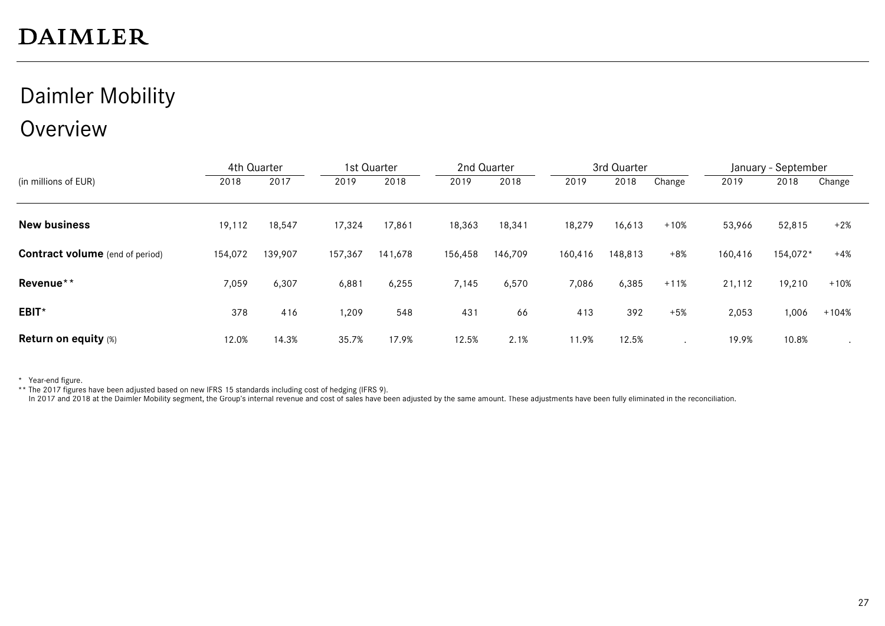# DAIMLER

## Daimler Mobility

## Overview

| (in millions of EUR) | 4th Quarter | | 1st Quarter | | 2nd Quarter | | 3rd Quarter | | | January - September | | |
|---|---|---|---|---|---|---|---|---|---|---|---|---|
| | 2018 | 2017 | 2019 | 2018 | 2019 | 2018 | 2019 | 2018 | Change | 2019 | 2018 | Change |
| **New business** | 19,112 | 18,547 | 17,324 | 17,861 | 18,363 | 18,341 | 18,279 | 16,613 | +10% | 53,966 | 52,815 | +2% |
| **Contract volume** (end of period) | 154,072 | 139,907 | 157,367 | 141,678 | 156,458 | 146,709 | 160,416 | 148,813 | +8% | 160,416 | 154,072* | +4% |
| **Revenue**** | 7,059 | 6,307 | 6,881 | 6,255 | 7,145 | 6,570 | 7,086 | 6,385 | +11% | 21,112 | 19,210 | +10% |
| **EBIT*** | 378 | 416 | 1,209 | 548 | 431 | 66 | 413 | 392 | +5% | 2,053 | 1,006 | +104% |
| **Return on equity** (%) | 12.0% | 14.3% | 35.7% | 17.9% | 12.5% | 2.1% | 11.9% | 12.5% | . | 19.9% | 10.8% | . |

\* Year-end figure.

** The 2017 figures have been adjusted based on new IFRS 15 standards including cost of hedging (IFRS 9).
In 2017 and 2018 at the Daimler Mobility segment, the Group's internal revenue and cost of sales have been adjusted by the same amount. These adjustments have been fully eliminated in the reconciliation.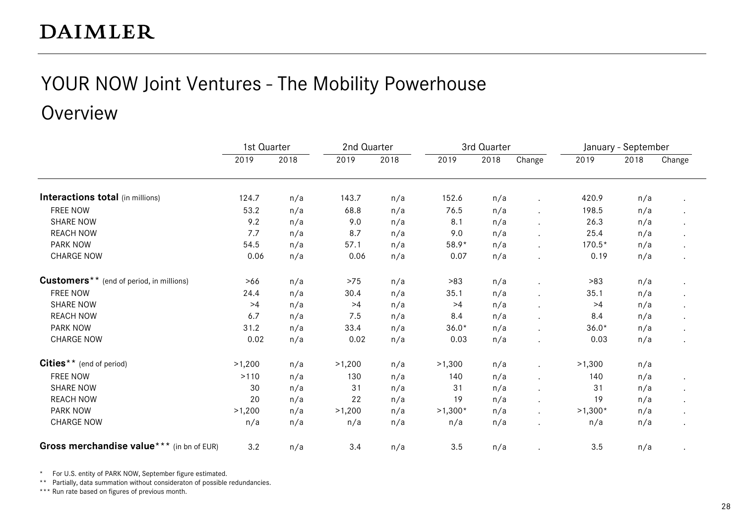# DAIMLER

## YOUR NOW Joint Ventures – The Mobility Powerhouse

## Overview

| | 1st Quarter | | 2nd Quarter | | 3rd Quarter | | | January - September | | |
|---|---|---|---|---|---|---|---|---|---|---|
| | 2019 | 2018 | 2019 | 2018 | 2019 | 2018 | Change | 2019 | 2018 | Change |
| **Interactions total** (in millions) | 124.7 | n/a | 143.7 | n/a | 152.6 | n/a | . | 420.9 | n/a | . |
| FREE NOW | 53.2 | n/a | 68.8 | n/a | 76.5 | n/a | . | 198.5 | n/a | . |
| SHARE NOW | 9.2 | n/a | 9.0 | n/a | 8.1 | n/a | . | 26.3 | n/a | . |
| REACH NOW | 7.7 | n/a | 8.7 | n/a | 9.0 | n/a | . | 25.4 | n/a | . |
| PARK NOW | 54.5 | n/a | 57.1 | n/a | 58.9* | n/a | . | 170.5* | n/a | . |
| CHARGE NOW | 0.06 | n/a | 0.06 | n/a | 0.07 | n/a | . | 0.19 | n/a | . |
| **Customers**** (end of period, in millions) | >66 | n/a | >75 | n/a | >83 | n/a | . | >83 | n/a | . |
| FREE NOW | 24.4 | n/a | 30.4 | n/a | 35.1 | n/a | . | 35.1 | n/a | . |
| SHARE NOW | >4 | n/a | >4 | n/a | >4 | n/a | . | >4 | n/a | . |
| REACH NOW | 6.7 | n/a | 7.5 | n/a | 8.4 | n/a | . | 8.4 | n/a | . |
| PARK NOW | 31.2 | n/a | 33.4 | n/a | 36.0* | n/a | . | 36.0* | n/a | . |
| CHARGE NOW | 0.02 | n/a | 0.02 | n/a | 0.03 | n/a | . | 0.03 | n/a | . |
| **Cities**** (end of period) | >1,200 | n/a | >1,200 | n/a | >1,300 | n/a | . | >1,300 | n/a | |
| FREE NOW | >110 | n/a | 130 | n/a | 140 | n/a | . | 140 | n/a | . |
| SHARE NOW | 30 | n/a | 31 | n/a | 31 | n/a | . | 31 | n/a | . |
| REACH NOW | 20 | n/a | 22 | n/a | 19 | n/a | . | 19 | n/a | . |
| PARK NOW | >1,200 | n/a | >1,200 | n/a | >1,300* | n/a | . | >1,300* | n/a | . |
| CHARGE NOW | n/a | n/a | n/a | n/a | n/a | n/a | . | n/a | n/a | . |
| **Gross merchandise value***** (in bn of EUR) | 3.2 | n/a | 3.4 | n/a | 3.5 | n/a | . | 3.5 | n/a | . |

\* For U.S. entity of PARK NOW, September figure estimated.

** Partially, data summation without consideraton of possible redundancies.

*** Run rate based on figures of previous month.